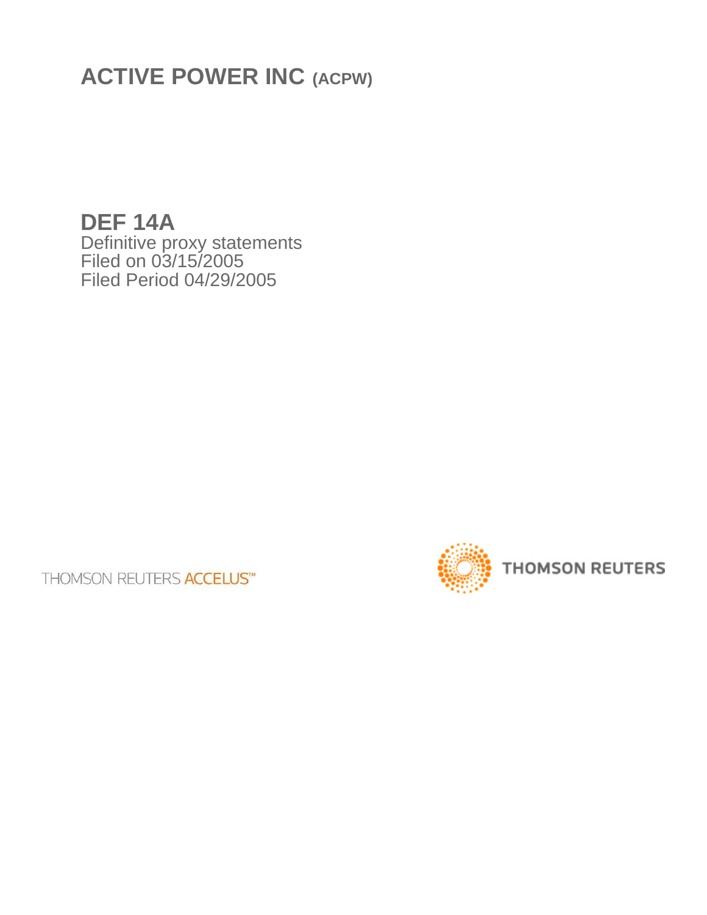# ACTIVE POWER INC (ACPW)

## DEF 14A

Definitive proxy statements
Filed on 03/15/2005
Filed Period 04/29/2005

THOMSON REUTERS ACCELUS™

THOMSON REUTERS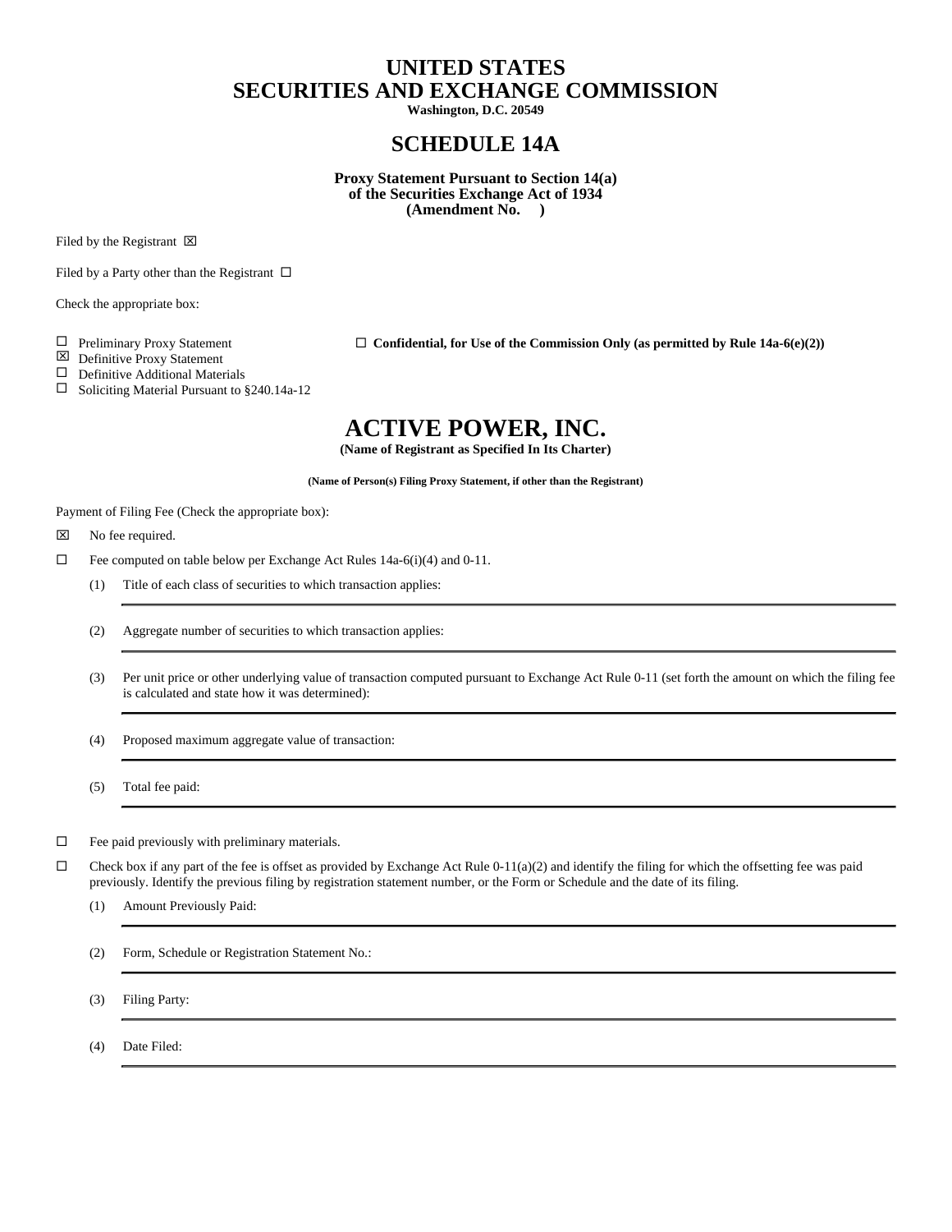# UNITED STATES
# SECURITIES AND EXCHANGE COMMISSION

**Washington, D.C. 20549**

## SCHEDULE 14A

**Proxy Statement Pursuant to Section 14(a)**
**of the Securities Exchange Act of 1934**
**(Amendment No. )**

Filed by the Registrant ☒

Filed by a Party other than the Registrant ☐

Check the appropriate box:

☐ Preliminary Proxy Statement

☐ **Confidential, for Use of the Commission Only (as permitted by Rule 14a-6(e)(2))**

☒ Definitive Proxy Statement

☐ Definitive Additional Materials

☐ Soliciting Material Pursuant to §240.14a-12

# ACTIVE POWER, INC.

**(Name of Registrant as Specified In Its Charter)**

**(Name of Person(s) Filing Proxy Statement, if other than the Registrant)**

Payment of Filing Fee (Check the appropriate box):

☒ No fee required.

☐ Fee computed on table below per Exchange Act Rules 14a-6(i)(4) and 0-11.

(1) Title of each class of securities to which transaction applies:

(2) Aggregate number of securities to which transaction applies:

(3) Per unit price or other underlying value of transaction computed pursuant to Exchange Act Rule 0-11 (set forth the amount on which the filing fee is calculated and state how it was determined):

(4) Proposed maximum aggregate value of transaction:

(5) Total fee paid:

☐ Fee paid previously with preliminary materials.

☐ Check box if any part of the fee is offset as provided by Exchange Act Rule 0-11(a)(2) and identify the filing for which the offsetting fee was paid previously. Identify the previous filing by registration statement number, or the Form or Schedule and the date of its filing.

(1) Amount Previously Paid:

(2) Form, Schedule or Registration Statement No.:

(3) Filing Party:

(4) Date Filed: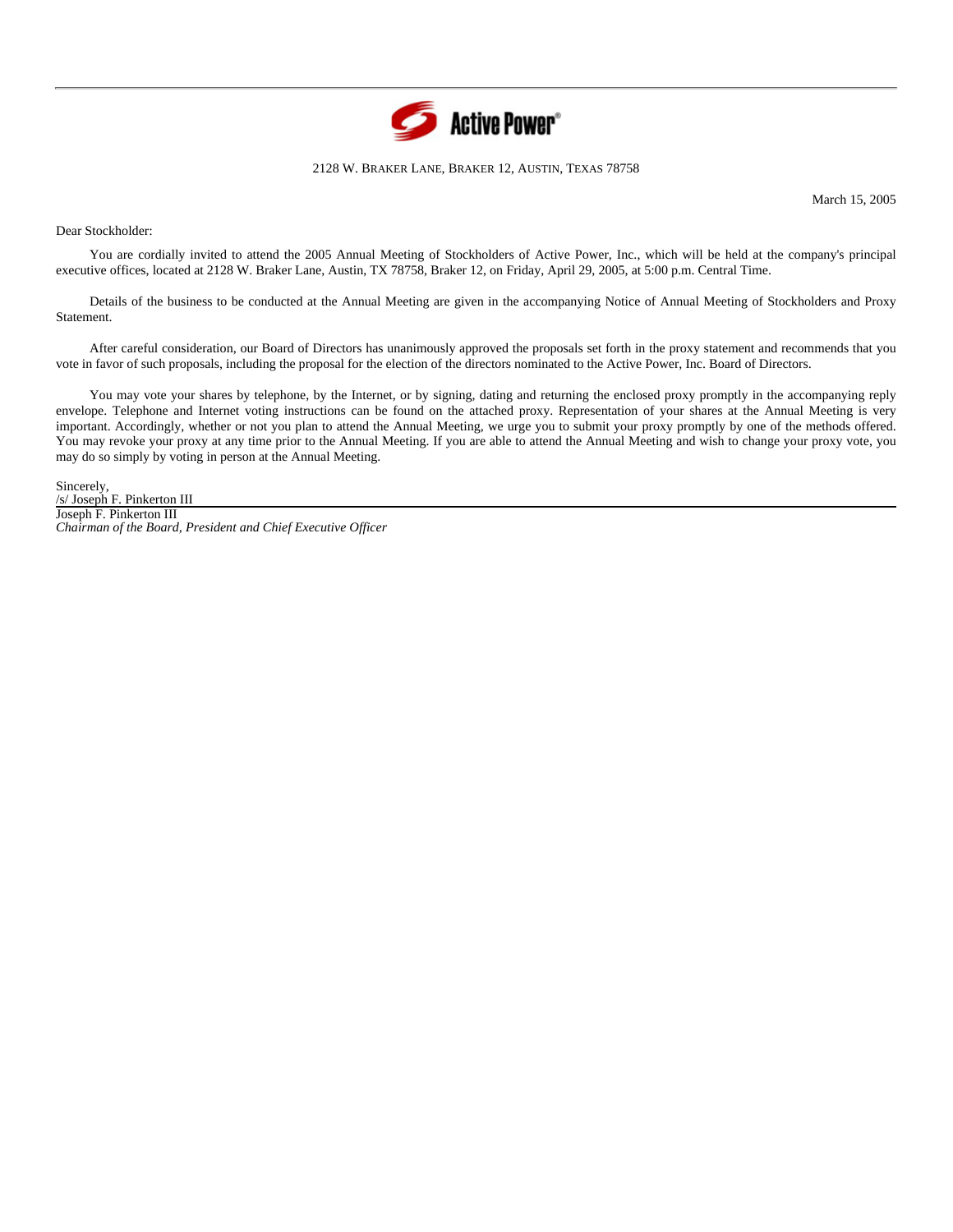Active Power®

2128 W. BRAKER LANE, BRAKER 12, AUSTIN, TEXAS 78758

March 15, 2005

Dear Stockholder:

You are cordially invited to attend the 2005 Annual Meeting of Stockholders of Active Power, Inc., which will be held at the company's principal executive offices, located at 2128 W. Braker Lane, Austin, TX 78758, Braker 12, on Friday, April 29, 2005, at 5:00 p.m. Central Time.

Details of the business to be conducted at the Annual Meeting are given in the accompanying Notice of Annual Meeting of Stockholders and Proxy Statement.

After careful consideration, our Board of Directors has unanimously approved the proposals set forth in the proxy statement and recommends that you vote in favor of such proposals, including the proposal for the election of the directors nominated to the Active Power, Inc. Board of Directors.

You may vote your shares by telephone, by the Internet, or by signing, dating and returning the enclosed proxy promptly in the accompanying reply envelope. Telephone and Internet voting instructions can be found on the attached proxy. Representation of your shares at the Annual Meeting is very important. Accordingly, whether or not you plan to attend the Annual Meeting, we urge you to submit your proxy promptly by one of the methods offered. You may revoke your proxy at any time prior to the Annual Meeting. If you are able to attend the Annual Meeting and wish to change your proxy vote, you may do so simply by voting in person at the Annual Meeting.

Sincerely,

/s/ Joseph F. Pinkerton III

Joseph F. Pinkerton III
*Chairman of the Board, President and Chief Executive Officer*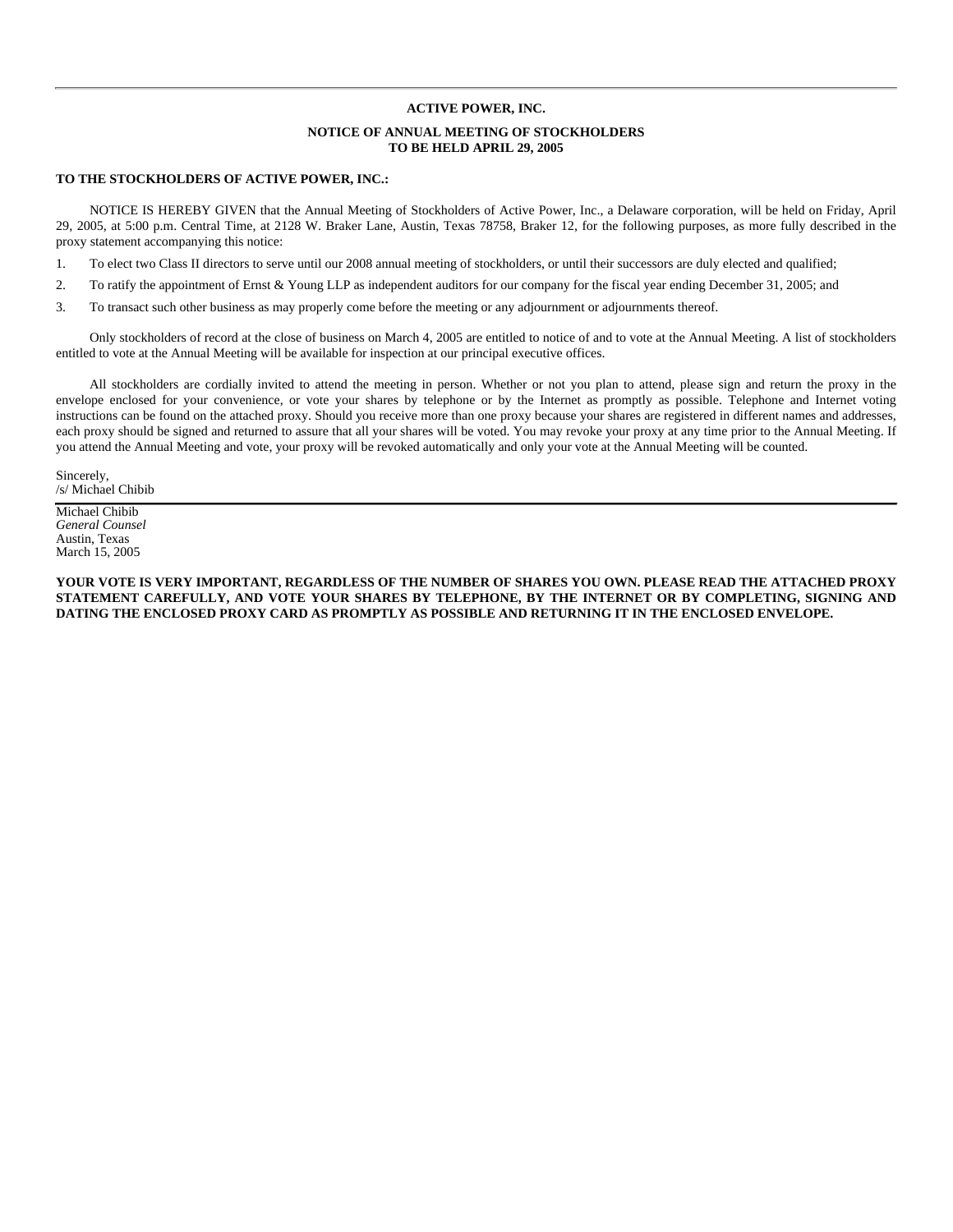**ACTIVE POWER, INC.**

**NOTICE OF ANNUAL MEETING OF STOCKHOLDERS**
**TO BE HELD APRIL 29, 2005**

**TO THE STOCKHOLDERS OF ACTIVE POWER, INC.:**

NOTICE IS HEREBY GIVEN that the Annual Meeting of Stockholders of Active Power, Inc., a Delaware corporation, will be held on Friday, April 29, 2005, at 5:00 p.m. Central Time, at 2128 W. Braker Lane, Austin, Texas 78758, Braker 12, for the following purposes, as more fully described in the proxy statement accompanying this notice:

1. To elect two Class II directors to serve until our 2008 annual meeting of stockholders, or until their successors are duly elected and qualified;
2. To ratify the appointment of Ernst & Young LLP as independent auditors for our company for the fiscal year ending December 31, 2005; and
3. To transact such other business as may properly come before the meeting or any adjournment or adjournments thereof.

Only stockholders of record at the close of business on March 4, 2005 are entitled to notice of and to vote at the Annual Meeting. A list of stockholders entitled to vote at the Annual Meeting will be available for inspection at our principal executive offices.

All stockholders are cordially invited to attend the meeting in person. Whether or not you plan to attend, please sign and return the proxy in the envelope enclosed for your convenience, or vote your shares by telephone or by the Internet as promptly as possible. Telephone and Internet voting instructions can be found on the attached proxy. Should you receive more than one proxy because your shares are registered in different names and addresses, each proxy should be signed and returned to assure that all your shares will be voted. You may revoke your proxy at any time prior to the Annual Meeting. If you attend the Annual Meeting and vote, your proxy will be revoked automatically and only your vote at the Annual Meeting will be counted.

Sincerely,
/s/ Michael Chibib

Michael Chibib
*General Counsel*
Austin, Texas
March 15, 2005

**YOUR VOTE IS VERY IMPORTANT, REGARDLESS OF THE NUMBER OF SHARES YOU OWN. PLEASE READ THE ATTACHED PROXY STATEMENT CAREFULLY, AND VOTE YOUR SHARES BY TELEPHONE, BY THE INTERNET OR BY COMPLETING, SIGNING AND DATING THE ENCLOSED PROXY CARD AS PROMPTLY AS POSSIBLE AND RETURNING IT IN THE ENCLOSED ENVELOPE.**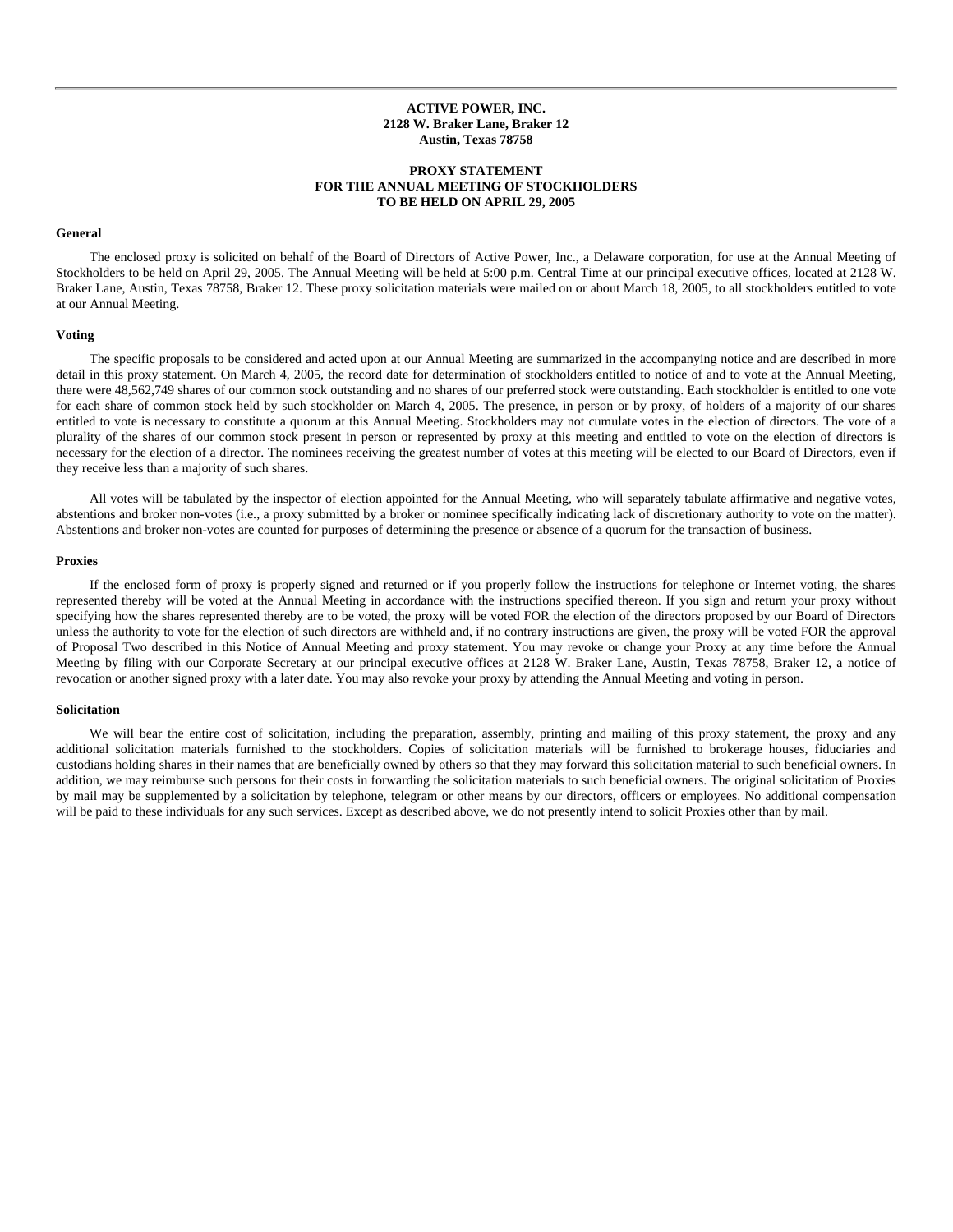**ACTIVE POWER, INC.**
**2128 W. Braker Lane, Braker 12**
**Austin, Texas 78758**

**PROXY STATEMENT**
**FOR THE ANNUAL MEETING OF STOCKHOLDERS**
**TO BE HELD ON APRIL 29, 2005**

### General

The enclosed proxy is solicited on behalf of the Board of Directors of Active Power, Inc., a Delaware corporation, for use at the Annual Meeting of Stockholders to be held on April 29, 2005. The Annual Meeting will be held at 5:00 p.m. Central Time at our principal executive offices, located at 2128 W. Braker Lane, Austin, Texas 78758, Braker 12. These proxy solicitation materials were mailed on or about March 18, 2005, to all stockholders entitled to vote at our Annual Meeting.

### Voting

The specific proposals to be considered and acted upon at our Annual Meeting are summarized in the accompanying notice and are described in more detail in this proxy statement. On March 4, 2005, the record date for determination of stockholders entitled to notice of and to vote at the Annual Meeting, there were 48,562,749 shares of our common stock outstanding and no shares of our preferred stock were outstanding. Each stockholder is entitled to one vote for each share of common stock held by such stockholder on March 4, 2005. The presence, in person or by proxy, of holders of a majority of our shares entitled to vote is necessary to constitute a quorum at this Annual Meeting. Stockholders may not cumulate votes in the election of directors. The vote of a plurality of the shares of our common stock present in person or represented by proxy at this meeting and entitled to vote on the election of directors is necessary for the election of a director. The nominees receiving the greatest number of votes at this meeting will be elected to our Board of Directors, even if they receive less than a majority of such shares.

All votes will be tabulated by the inspector of election appointed for the Annual Meeting, who will separately tabulate affirmative and negative votes, abstentions and broker non-votes (i.e., a proxy submitted by a broker or nominee specifically indicating lack of discretionary authority to vote on the matter). Abstentions and broker non-votes are counted for purposes of determining the presence or absence of a quorum for the transaction of business.

### Proxies

If the enclosed form of proxy is properly signed and returned or if you properly follow the instructions for telephone or Internet voting, the shares represented thereby will be voted at the Annual Meeting in accordance with the instructions specified thereon. If you sign and return your proxy without specifying how the shares represented thereby are to be voted, the proxy will be voted FOR the election of the directors proposed by our Board of Directors unless the authority to vote for the election of such directors are withheld and, if no contrary instructions are given, the proxy will be voted FOR the approval of Proposal Two described in this Notice of Annual Meeting and proxy statement. You may revoke or change your Proxy at any time before the Annual Meeting by filing with our Corporate Secretary at our principal executive offices at 2128 W. Braker Lane, Austin, Texas 78758, Braker 12, a notice of revocation or another signed proxy with a later date. You may also revoke your proxy by attending the Annual Meeting and voting in person.

### Solicitation

We will bear the entire cost of solicitation, including the preparation, assembly, printing and mailing of this proxy statement, the proxy and any additional solicitation materials furnished to the stockholders. Copies of solicitation materials will be furnished to brokerage houses, fiduciaries and custodians holding shares in their names that are beneficially owned by others so that they may forward this solicitation material to such beneficial owners. In addition, we may reimburse such persons for their costs in forwarding the solicitation materials to such beneficial owners. The original solicitation of Proxies by mail may be supplemented by a solicitation by telephone, telegram or other means by our directors, officers or employees. No additional compensation will be paid to these individuals for any such services. Except as described above, we do not presently intend to solicit Proxies other than by mail.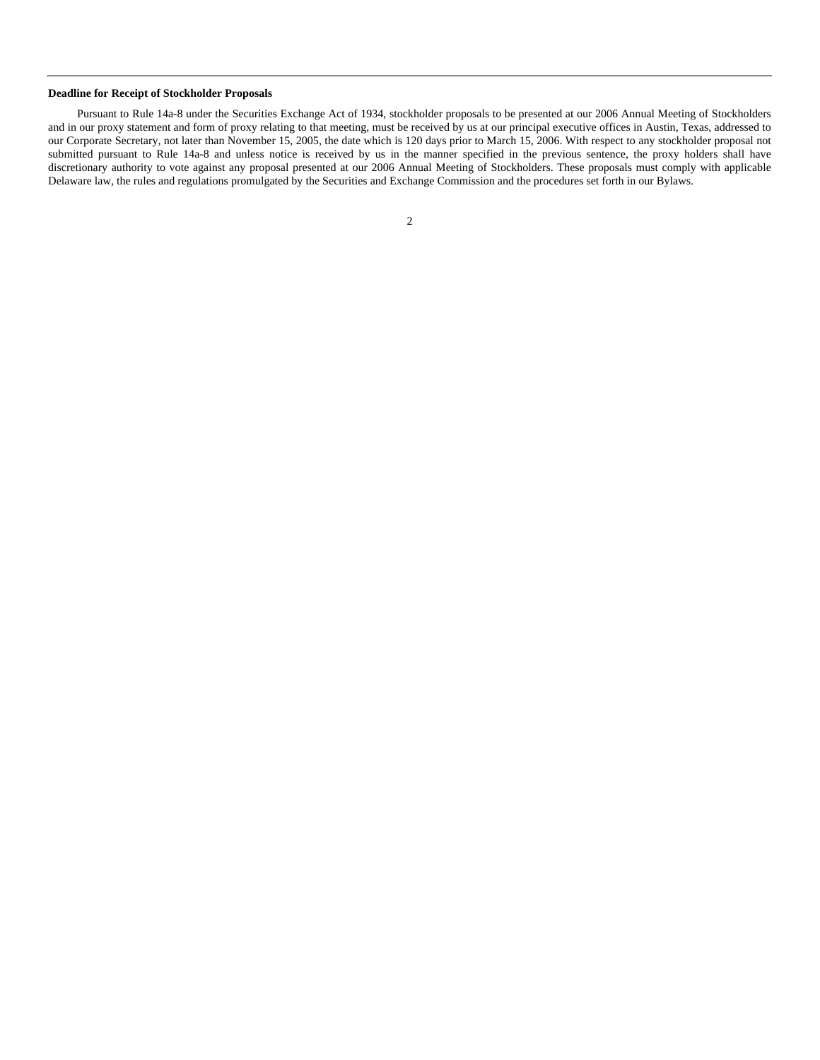**Deadline for Receipt of Stockholder Proposals**

Pursuant to Rule 14a-8 under the Securities Exchange Act of 1934, stockholder proposals to be presented at our 2006 Annual Meeting of Stockholders and in our proxy statement and form of proxy relating to that meeting, must be received by us at our principal executive offices in Austin, Texas, addressed to our Corporate Secretary, not later than November 15, 2005, the date which is 120 days prior to March 15, 2006. With respect to any stockholder proposal not submitted pursuant to Rule 14a-8 and unless notice is received by us in the manner specified in the previous sentence, the proxy holders shall have discretionary authority to vote against any proposal presented at our 2006 Annual Meeting of Stockholders. These proposals must comply with applicable Delaware law, the rules and regulations promulgated by the Securities and Exchange Commission and the procedures set forth in our Bylaws.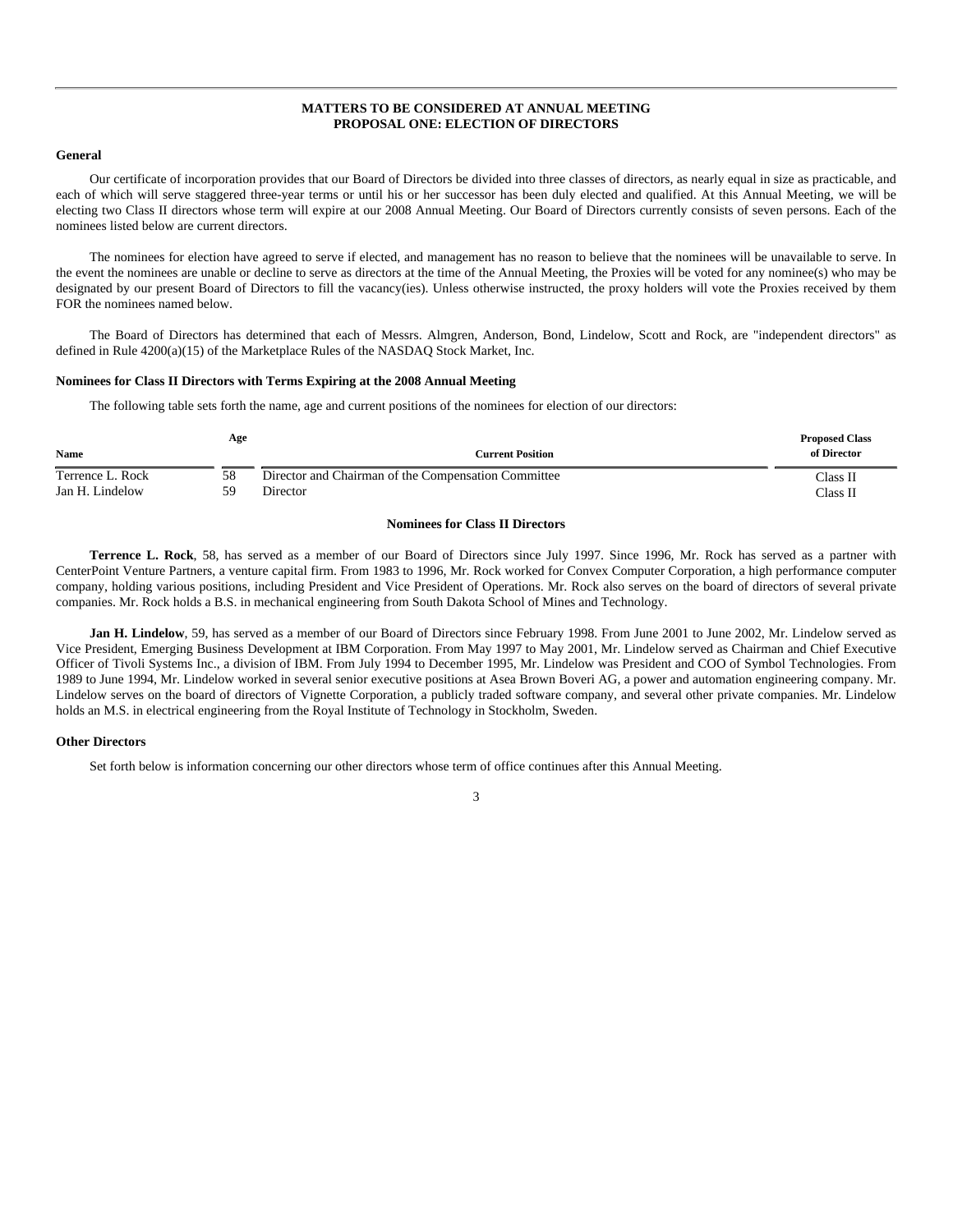## MATTERS TO BE CONSIDERED AT ANNUAL MEETING
## PROPOSAL ONE: ELECTION OF DIRECTORS

### General

Our certificate of incorporation provides that our Board of Directors be divided into three classes of directors, as nearly equal in size as practicable, and each of which will serve staggered three-year terms or until his or her successor has been duly elected and qualified. At this Annual Meeting, we will be electing two Class II directors whose term will expire at our 2008 Annual Meeting. Our Board of Directors currently consists of seven persons. Each of the nominees listed below are current directors.

The nominees for election have agreed to serve if elected, and management has no reason to believe that the nominees will be unavailable to serve. In the event the nominees are unable or decline to serve as directors at the time of the Annual Meeting, the Proxies will be voted for any nominee(s) who may be designated by our present Board of Directors to fill the vacancy(ies). Unless otherwise instructed, the proxy holders will vote the Proxies received by them FOR the nominees named below.

The Board of Directors has determined that each of Messrs. Almgren, Anderson, Bond, Lindelow, Scott and Rock, are "independent directors" as defined in Rule 4200(a)(15) of the Marketplace Rules of the NASDAQ Stock Market, Inc.

### Nominees for Class II Directors with Terms Expiring at the 2008 Annual Meeting

The following table sets forth the name, age and current positions of the nominees for election of our directors:

| Name | Age | Current Position | Proposed Class of Director |
|---|---|---|---|
| Terrence L. Rock | 58 | Director and Chairman of the Compensation Committee | Class II |
| Jan H. Lindelow | 59 | Director | Class II |

**Nominees for Class II Directors**

**Terrence L. Rock**, 58, has served as a member of our Board of Directors since July 1997. Since 1996, Mr. Rock has served as a partner with CenterPoint Venture Partners, a venture capital firm. From 1983 to 1996, Mr. Rock worked for Convex Computer Corporation, a high performance computer company, holding various positions, including President and Vice President of Operations. Mr. Rock also serves on the board of directors of several private companies. Mr. Rock holds a B.S. in mechanical engineering from South Dakota School of Mines and Technology.

**Jan H. Lindelow**, 59, has served as a member of our Board of Directors since February 1998. From June 2001 to June 2002, Mr. Lindelow served as Vice President, Emerging Business Development at IBM Corporation. From May 1997 to May 2001, Mr. Lindelow served as Chairman and Chief Executive Officer of Tivoli Systems Inc., a division of IBM. From July 1994 to December 1995, Mr. Lindelow was President and COO of Symbol Technologies. From 1989 to June 1994, Mr. Lindelow worked in several senior executive positions at Asea Brown Boveri AG, a power and automation engineering company. Mr. Lindelow serves on the board of directors of Vignette Corporation, a publicly traded software company, and several other private companies. Mr. Lindelow holds an M.S. in electrical engineering from the Royal Institute of Technology in Stockholm, Sweden.

### Other Directors

Set forth below is information concerning our other directors whose term of office continues after this Annual Meeting.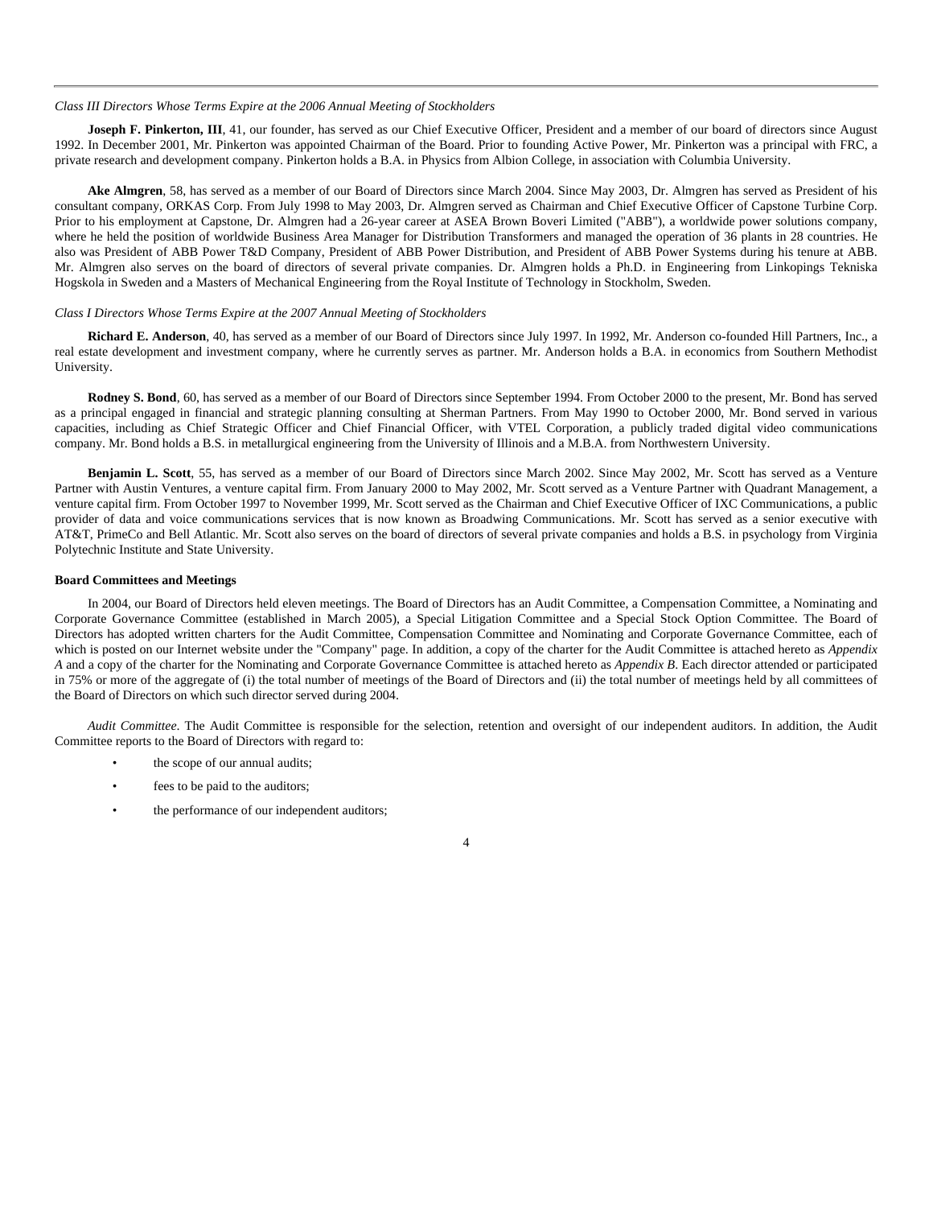*Class III Directors Whose Terms Expire at the 2006 Annual Meeting of Stockholders*

**Joseph F. Pinkerton, III**, 41, our founder, has served as our Chief Executive Officer, President and a member of our board of directors since August 1992. In December 2001, Mr. Pinkerton was appointed Chairman of the Board. Prior to founding Active Power, Mr. Pinkerton was a principal with FRC, a private research and development company. Pinkerton holds a B.A. in Physics from Albion College, in association with Columbia University.

**Ake Almgren**, 58, has served as a member of our Board of Directors since March 2004. Since May 2003, Dr. Almgren has served as President of his consultant company, ORKAS Corp. From July 1998 to May 2003, Dr. Almgren served as Chairman and Chief Executive Officer of Capstone Turbine Corp. Prior to his employment at Capstone, Dr. Almgren had a 26-year career at ASEA Brown Boveri Limited ("ABB"), a worldwide power solutions company, where he held the position of worldwide Business Area Manager for Distribution Transformers and managed the operation of 36 plants in 28 countries. He also was President of ABB Power T&D Company, President of ABB Power Distribution, and President of ABB Power Systems during his tenure at ABB. Mr. Almgren also serves on the board of directors of several private companies. Dr. Almgren holds a Ph.D. in Engineering from Linkopings Tekniska Hogskola in Sweden and a Masters of Mechanical Engineering from the Royal Institute of Technology in Stockholm, Sweden.

*Class I Directors Whose Terms Expire at the 2007 Annual Meeting of Stockholders*

**Richard E. Anderson**, 40, has served as a member of our Board of Directors since July 1997. In 1992, Mr. Anderson co-founded Hill Partners, Inc., a real estate development and investment company, where he currently serves as partner. Mr. Anderson holds a B.A. in economics from Southern Methodist University.

**Rodney S. Bond**, 60, has served as a member of our Board of Directors since September 1994. From October 2000 to the present, Mr. Bond has served as a principal engaged in financial and strategic planning consulting at Sherman Partners. From May 1990 to October 2000, Mr. Bond served in various capacities, including as Chief Strategic Officer and Chief Financial Officer, with VTEL Corporation, a publicly traded digital video communications company. Mr. Bond holds a B.S. in metallurgical engineering from the University of Illinois and a M.B.A. from Northwestern University.

**Benjamin L. Scott**, 55, has served as a member of our Board of Directors since March 2002. Since May 2002, Mr. Scott has served as a Venture Partner with Austin Ventures, a venture capital firm. From January 2000 to May 2002, Mr. Scott served as a Venture Partner with Quadrant Management, a venture capital firm. From October 1997 to November 1999, Mr. Scott served as the Chairman and Chief Executive Officer of IXC Communications, a public provider of data and voice communications services that is now known as Broadwing Communications. Mr. Scott has served as a senior executive with AT&T, PrimeCo and Bell Atlantic. Mr. Scott also serves on the board of directors of several private companies and holds a B.S. in psychology from Virginia Polytechnic Institute and State University.

**Board Committees and Meetings**

In 2004, our Board of Directors held eleven meetings. The Board of Directors has an Audit Committee, a Compensation Committee, a Nominating and Corporate Governance Committee (established in March 2005), a Special Litigation Committee and a Special Stock Option Committee. The Board of Directors has adopted written charters for the Audit Committee, Compensation Committee and Nominating and Corporate Governance Committee, each of which is posted on our Internet website under the "Company" page. In addition, a copy of the charter for the Audit Committee is attached hereto as *Appendix A* and a copy of the charter for the Nominating and Corporate Governance Committee is attached hereto as *Appendix B*. Each director attended or participated in 75% or more of the aggregate of (i) the total number of meetings of the Board of Directors and (ii) the total number of meetings held by all committees of the Board of Directors on which such director served during 2004.

*Audit Committee*. The Audit Committee is responsible for the selection, retention and oversight of our independent auditors. In addition, the Audit Committee reports to the Board of Directors with regard to:

- the scope of our annual audits;
- fees to be paid to the auditors;
- the performance of our independent auditors;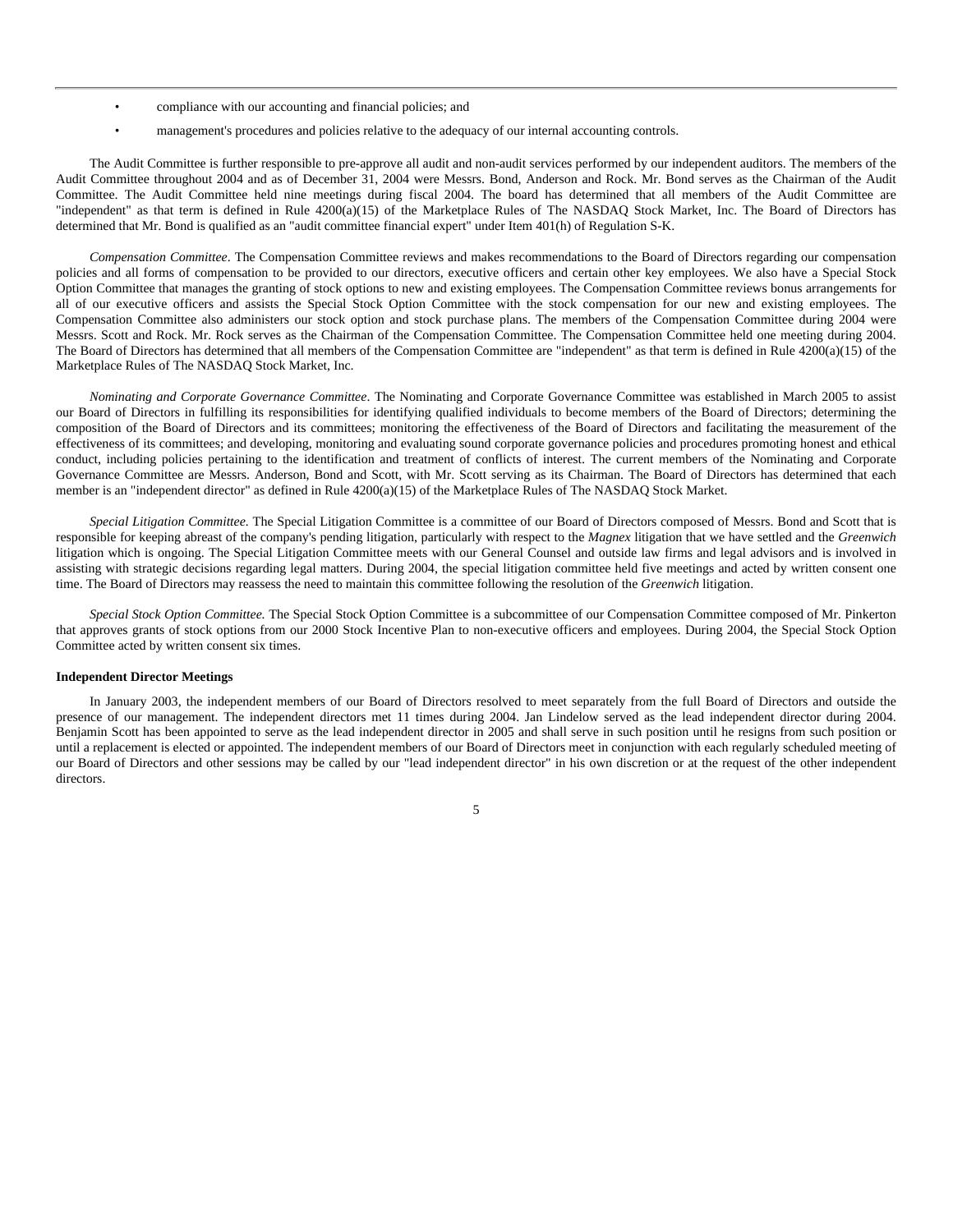- compliance with our accounting and financial policies; and
- management's procedures and policies relative to the adequacy of our internal accounting controls.

The Audit Committee is further responsible to pre-approve all audit and non-audit services performed by our independent auditors. The members of the Audit Committee throughout 2004 and as of December 31, 2004 were Messrs. Bond, Anderson and Rock. Mr. Bond serves as the Chairman of the Audit Committee. The Audit Committee held nine meetings during fiscal 2004. The board has determined that all members of the Audit Committee are "independent" as that term is defined in Rule 4200(a)(15) of the Marketplace Rules of The NASDAQ Stock Market, Inc. The Board of Directors has determined that Mr. Bond is qualified as an "audit committee financial expert" under Item 401(h) of Regulation S-K.

*Compensation Committee*. The Compensation Committee reviews and makes recommendations to the Board of Directors regarding our compensation policies and all forms of compensation to be provided to our directors, executive officers and certain other key employees. We also have a Special Stock Option Committee that manages the granting of stock options to new and existing employees. The Compensation Committee reviews bonus arrangements for all of our executive officers and assists the Special Stock Option Committee with the stock compensation for our new and existing employees. The Compensation Committee also administers our stock option and stock purchase plans. The members of the Compensation Committee during 2004 were Messrs. Scott and Rock. Mr. Rock serves as the Chairman of the Compensation Committee. The Compensation Committee held one meeting during 2004. The Board of Directors has determined that all members of the Compensation Committee are "independent" as that term is defined in Rule 4200(a)(15) of the Marketplace Rules of The NASDAQ Stock Market, Inc.

*Nominating and Corporate Governance Committee*. The Nominating and Corporate Governance Committee was established in March 2005 to assist our Board of Directors in fulfilling its responsibilities for identifying qualified individuals to become members of the Board of Directors; determining the composition of the Board of Directors and its committees; monitoring the effectiveness of the Board of Directors and facilitating the measurement of the effectiveness of its committees; and developing, monitoring and evaluating sound corporate governance policies and procedures promoting honest and ethical conduct, including policies pertaining to the identification and treatment of conflicts of interest. The current members of the Nominating and Corporate Governance Committee are Messrs. Anderson, Bond and Scott, with Mr. Scott serving as its Chairman. The Board of Directors has determined that each member is an "independent director" as defined in Rule 4200(a)(15) of the Marketplace Rules of The NASDAQ Stock Market.

*Special Litigation Committee.* The Special Litigation Committee is a committee of our Board of Directors composed of Messrs. Bond and Scott that is responsible for keeping abreast of the company's pending litigation, particularly with respect to the *Magnex* litigation that we have settled and the *Greenwich* litigation which is ongoing. The Special Litigation Committee meets with our General Counsel and outside law firms and legal advisors and is involved in assisting with strategic decisions regarding legal matters. During 2004, the special litigation committee held five meetings and acted by written consent one time. The Board of Directors may reassess the need to maintain this committee following the resolution of the *Greenwich* litigation.

*Special Stock Option Committee.* The Special Stock Option Committee is a subcommittee of our Compensation Committee composed of Mr. Pinkerton that approves grants of stock options from our 2000 Stock Incentive Plan to non-executive officers and employees. During 2004, the Special Stock Option Committee acted by written consent six times.

**Independent Director Meetings**

In January 2003, the independent members of our Board of Directors resolved to meet separately from the full Board of Directors and outside the presence of our management. The independent directors met 11 times during 2004. Jan Lindelow served as the lead independent director during 2004. Benjamin Scott has been appointed to serve as the lead independent director in 2005 and shall serve in such position until he resigns from such position or until a replacement is elected or appointed. The independent members of our Board of Directors meet in conjunction with each regularly scheduled meeting of our Board of Directors and other sessions may be called by our "lead independent director" in his own discretion or at the request of the other independent directors.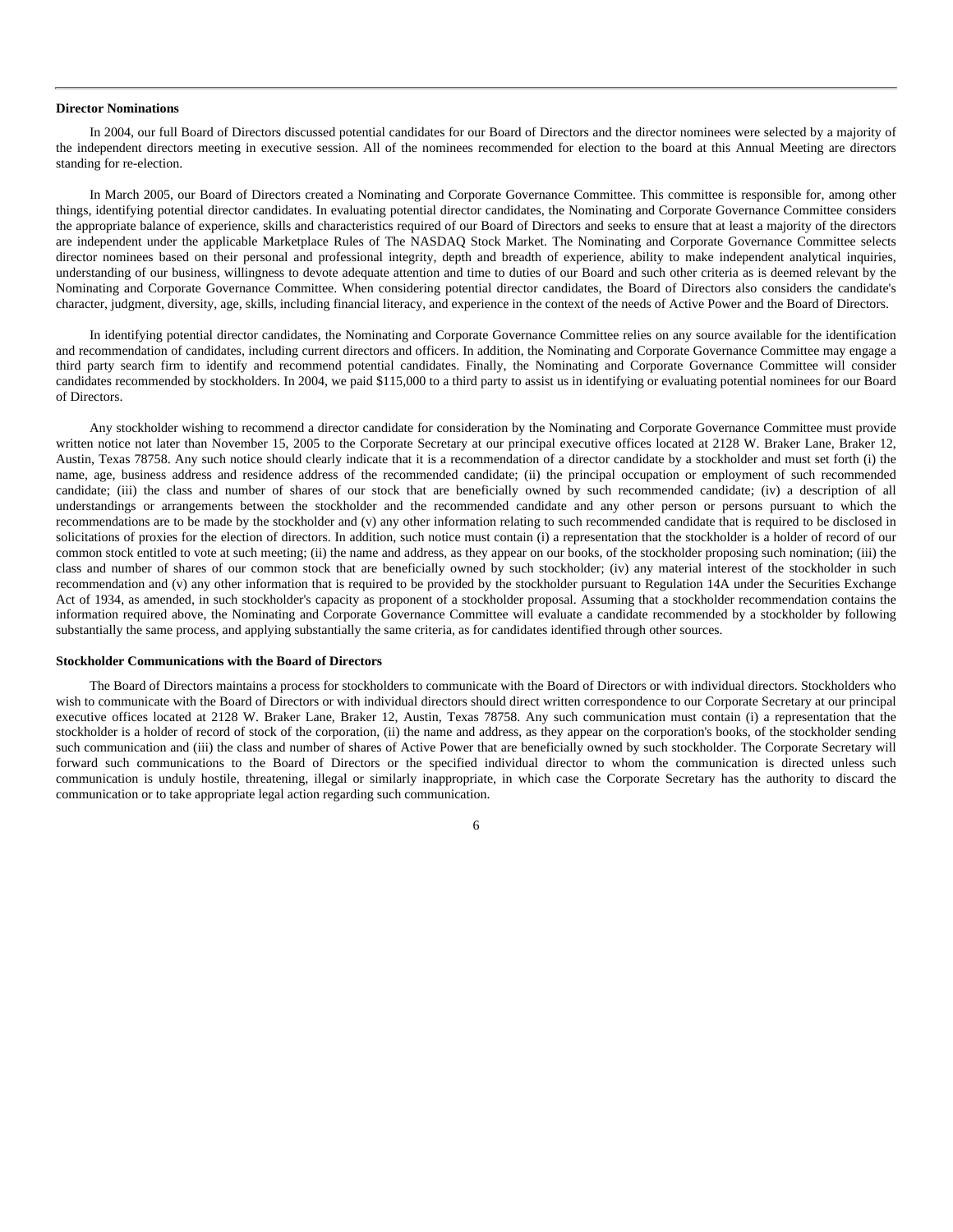**Director Nominations**

In 2004, our full Board of Directors discussed potential candidates for our Board of Directors and the director nominees were selected by a majority of the independent directors meeting in executive session. All of the nominees recommended for election to the board at this Annual Meeting are directors standing for re-election.

In March 2005, our Board of Directors created a Nominating and Corporate Governance Committee. This committee is responsible for, among other things, identifying potential director candidates. In evaluating potential director candidates, the Nominating and Corporate Governance Committee considers the appropriate balance of experience, skills and characteristics required of our Board of Directors and seeks to ensure that at least a majority of the directors are independent under the applicable Marketplace Rules of The NASDAQ Stock Market. The Nominating and Corporate Governance Committee selects director nominees based on their personal and professional integrity, depth and breadth of experience, ability to make independent analytical inquiries, understanding of our business, willingness to devote adequate attention and time to duties of our Board and such other criteria as is deemed relevant by the Nominating and Corporate Governance Committee. When considering potential director candidates, the Board of Directors also considers the candidate's character, judgment, diversity, age, skills, including financial literacy, and experience in the context of the needs of Active Power and the Board of Directors.

In identifying potential director candidates, the Nominating and Corporate Governance Committee relies on any source available for the identification and recommendation of candidates, including current directors and officers. In addition, the Nominating and Corporate Governance Committee may engage a third party search firm to identify and recommend potential candidates. Finally, the Nominating and Corporate Governance Committee will consider candidates recommended by stockholders. In 2004, we paid $115,000 to a third party to assist us in identifying or evaluating potential nominees for our Board of Directors.

Any stockholder wishing to recommend a director candidate for consideration by the Nominating and Corporate Governance Committee must provide written notice not later than November 15, 2005 to the Corporate Secretary at our principal executive offices located at 2128 W. Braker Lane, Braker 12, Austin, Texas 78758. Any such notice should clearly indicate that it is a recommendation of a director candidate by a stockholder and must set forth (i) the name, age, business address and residence address of the recommended candidate; (ii) the principal occupation or employment of such recommended candidate; (iii) the class and number of shares of our stock that are beneficially owned by such recommended candidate; (iv) a description of all understandings or arrangements between the stockholder and the recommended candidate and any other person or persons pursuant to which the recommendations are to be made by the stockholder and (v) any other information relating to such recommended candidate that is required to be disclosed in solicitations of proxies for the election of directors. In addition, such notice must contain (i) a representation that the stockholder is a holder of record of our common stock entitled to vote at such meeting; (ii) the name and address, as they appear on our books, of the stockholder proposing such nomination; (iii) the class and number of shares of our common stock that are beneficially owned by such stockholder; (iv) any material interest of the stockholder in such recommendation and (v) any other information that is required to be provided by the stockholder pursuant to Regulation 14A under the Securities Exchange Act of 1934, as amended, in such stockholder's capacity as proponent of a stockholder proposal. Assuming that a stockholder recommendation contains the information required above, the Nominating and Corporate Governance Committee will evaluate a candidate recommended by a stockholder by following substantially the same process, and applying substantially the same criteria, as for candidates identified through other sources.

**Stockholder Communications with the Board of Directors**

The Board of Directors maintains a process for stockholders to communicate with the Board of Directors or with individual directors. Stockholders who wish to communicate with the Board of Directors or with individual directors should direct written correspondence to our Corporate Secretary at our principal executive offices located at 2128 W. Braker Lane, Braker 12, Austin, Texas 78758. Any such communication must contain (i) a representation that the stockholder is a holder of record of stock of the corporation, (ii) the name and address, as they appear on the corporation's books, of the stockholder sending such communication and (iii) the class and number of shares of Active Power that are beneficially owned by such stockholder. The Corporate Secretary will forward such communications to the Board of Directors or the specified individual director to whom the communication is directed unless such communication is unduly hostile, threatening, illegal or similarly inappropriate, in which case the Corporate Secretary has the authority to discard the communication or to take appropriate legal action regarding such communication.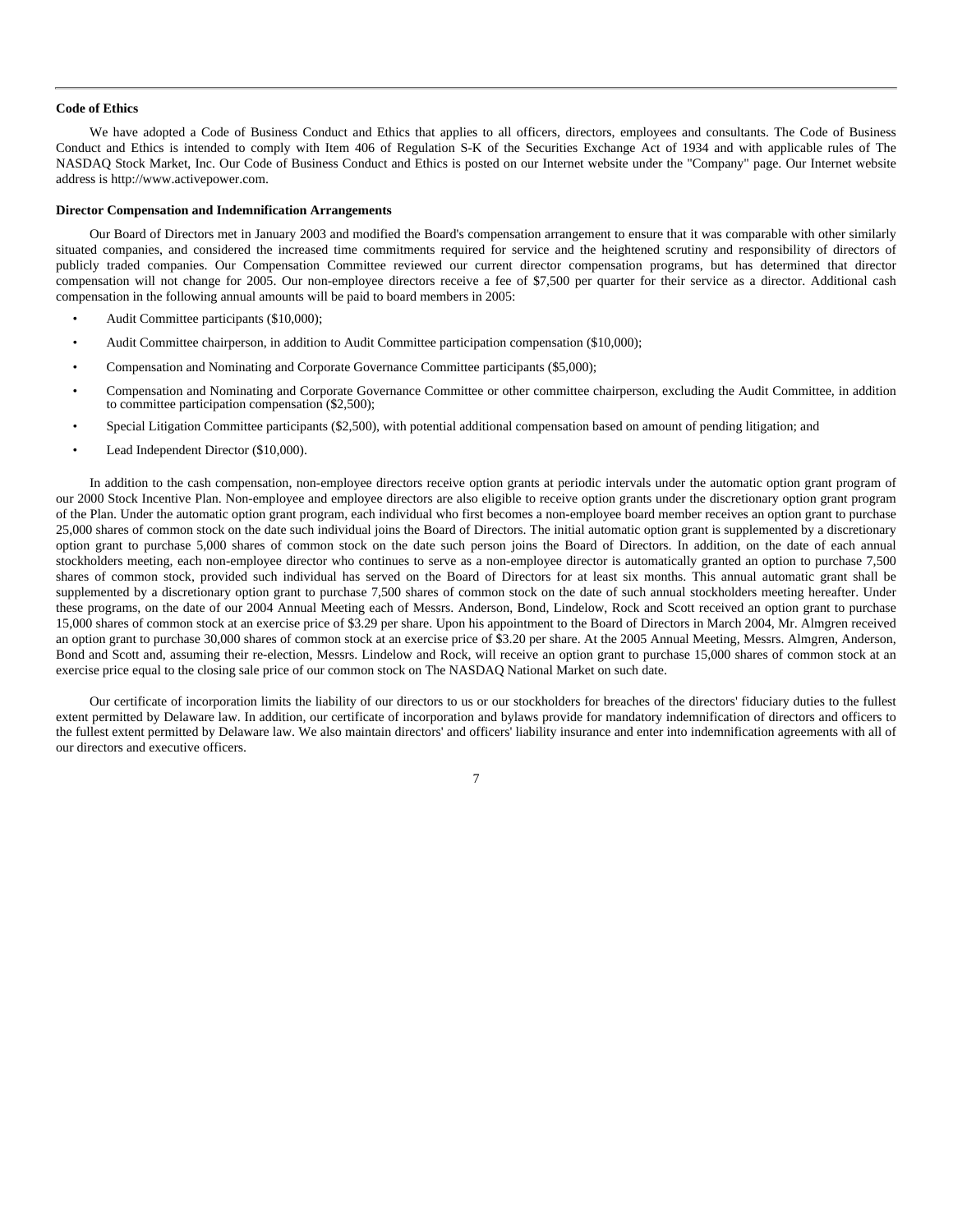**Code of Ethics**

We have adopted a Code of Business Conduct and Ethics that applies to all officers, directors, employees and consultants. The Code of Business Conduct and Ethics is intended to comply with Item 406 of Regulation S-K of the Securities Exchange Act of 1934 and with applicable rules of The NASDAQ Stock Market, Inc. Our Code of Business Conduct and Ethics is posted on our Internet website under the "Company" page. Our Internet website address is http://www.activepower.com.

**Director Compensation and Indemnification Arrangements**

Our Board of Directors met in January 2003 and modified the Board's compensation arrangement to ensure that it was comparable with other similarly situated companies, and considered the increased time commitments required for service and the heightened scrutiny and responsibility of directors of publicly traded companies. Our Compensation Committee reviewed our current director compensation programs, but has determined that director compensation will not change for 2005. Our non-employee directors receive a fee of $7,500 per quarter for their service as a director. Additional cash compensation in the following annual amounts will be paid to board members in 2005:

- Audit Committee participants ($10,000);
- Audit Committee chairperson, in addition to Audit Committee participation compensation ($10,000);
- Compensation and Nominating and Corporate Governance Committee participants ($5,000);
- Compensation and Nominating and Corporate Governance Committee or other committee chairperson, excluding the Audit Committee, in addition to committee participation compensation ($2,500);
- Special Litigation Committee participants ($2,500), with potential additional compensation based on amount of pending litigation; and
- Lead Independent Director ($10,000).

In addition to the cash compensation, non-employee directors receive option grants at periodic intervals under the automatic option grant program of our 2000 Stock Incentive Plan. Non-employee and employee directors are also eligible to receive option grants under the discretionary option grant program of the Plan. Under the automatic option grant program, each individual who first becomes a non-employee board member receives an option grant to purchase 25,000 shares of common stock on the date such individual joins the Board of Directors. The initial automatic option grant is supplemented by a discretionary option grant to purchase 5,000 shares of common stock on the date such person joins the Board of Directors. In addition, on the date of each annual stockholders meeting, each non-employee director who continues to serve as a non-employee director is automatically granted an option to purchase 7,500 shares of common stock, provided such individual has served on the Board of Directors for at least six months. This annual automatic grant shall be supplemented by a discretionary option grant to purchase 7,500 shares of common stock on the date of such annual stockholders meeting hereafter. Under these programs, on the date of our 2004 Annual Meeting each of Messrs. Anderson, Bond, Lindelow, Rock and Scott received an option grant to purchase 15,000 shares of common stock at an exercise price of $3.29 per share. Upon his appointment to the Board of Directors in March 2004, Mr. Almgren received an option grant to purchase 30,000 shares of common stock at an exercise price of $3.20 per share. At the 2005 Annual Meeting, Messrs. Almgren, Anderson, Bond and Scott and, assuming their re-election, Messrs. Lindelow and Rock, will receive an option grant to purchase 15,000 shares of common stock at an exercise price equal to the closing sale price of our common stock on The NASDAQ National Market on such date.

Our certificate of incorporation limits the liability of our directors to us or our stockholders for breaches of the directors' fiduciary duties to the fullest extent permitted by Delaware law. In addition, our certificate of incorporation and bylaws provide for mandatory indemnification of directors and officers to the fullest extent permitted by Delaware law. We also maintain directors' and officers' liability insurance and enter into indemnification agreements with all of our directors and executive officers.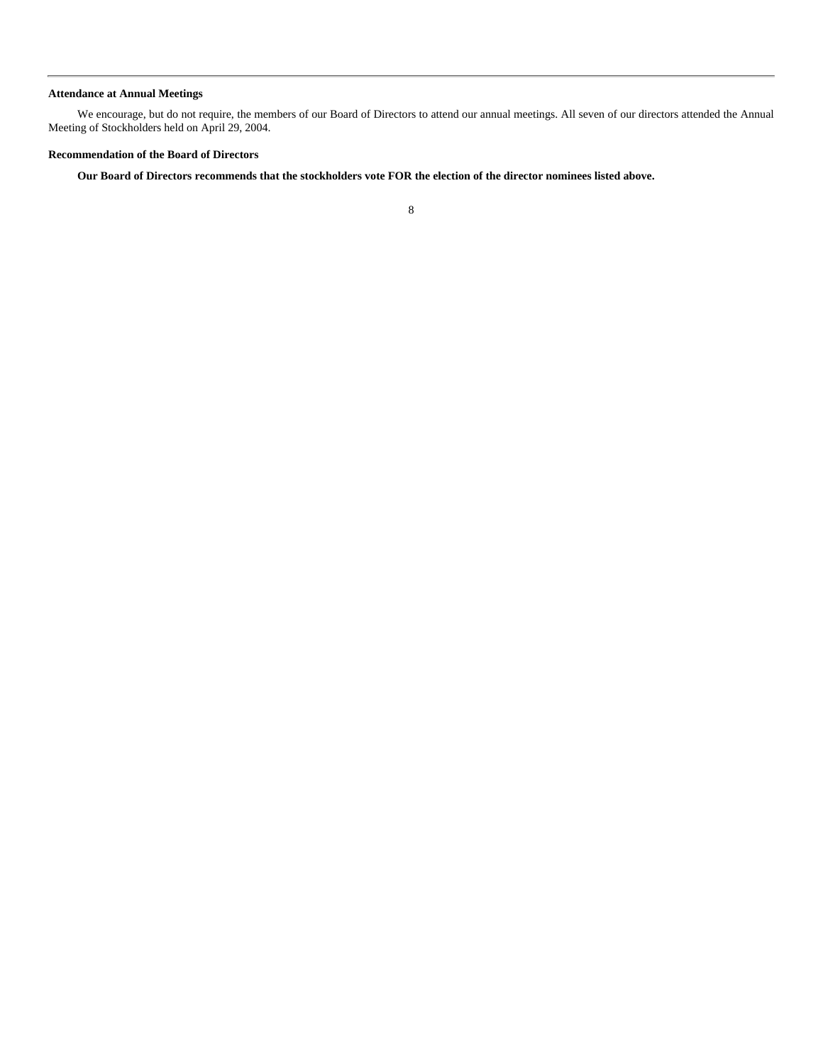### Attendance at Annual Meetings

We encourage, but do not require, the members of our Board of Directors to attend our annual meetings. All seven of our directors attended the Annual Meeting of Stockholders held on April 29, 2004.

### Recommendation of the Board of Directors

**Our Board of Directors recommends that the stockholders vote FOR the election of the director nominees listed above.**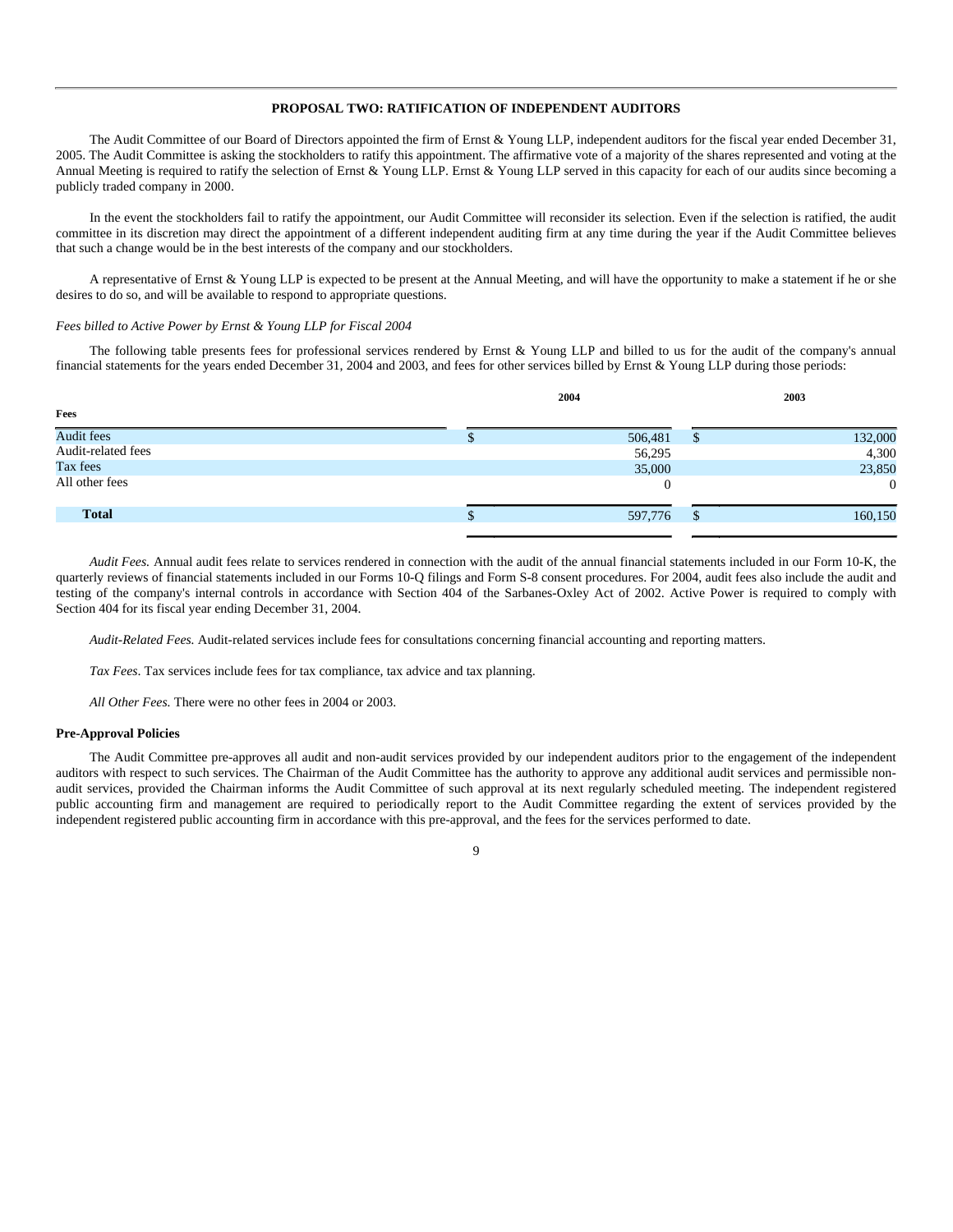## PROPOSAL TWO: RATIFICATION OF INDEPENDENT AUDITORS

The Audit Committee of our Board of Directors appointed the firm of Ernst & Young LLP, independent auditors for the fiscal year ended December 31, 2005. The Audit Committee is asking the stockholders to ratify this appointment. The affirmative vote of a majority of the shares represented and voting at the Annual Meeting is required to ratify the selection of Ernst & Young LLP. Ernst & Young LLP served in this capacity for each of our audits since becoming a publicly traded company in 2000.

In the event the stockholders fail to ratify the appointment, our Audit Committee will reconsider its selection. Even if the selection is ratified, the audit committee in its discretion may direct the appointment of a different independent auditing firm at any time during the year if the Audit Committee believes that such a change would be in the best interests of the company and our stockholders.

A representative of Ernst & Young LLP is expected to be present at the Annual Meeting, and will have the opportunity to make a statement if he or she desires to do so, and will be available to respond to appropriate questions.

*Fees billed to Active Power by Ernst & Young LLP for Fiscal 2004*

The following table presents fees for professional services rendered by Ernst & Young LLP and billed to us for the audit of the company's annual financial statements for the years ended December 31, 2004 and 2003, and fees for other services billed by Ernst & Young LLP during those periods:

| Fees | 2004 | 2003 |
|---|---|---|
| Audit fees | $ 506,481 | $ 132,000 |
| Audit-related fees | 56,295 | 4,300 |
| Tax fees | 35,000 | 23,850 |
| All other fees | 0 | 0 |
| **Total** | $ 597,776 | $ 160,150 |

*Audit Fees.* Annual audit fees relate to services rendered in connection with the audit of the annual financial statements included in our Form 10-K, the quarterly reviews of financial statements included in our Forms 10-Q filings and Form S-8 consent procedures. For 2004, audit fees also include the audit and testing of the company's internal controls in accordance with Section 404 of the Sarbanes-Oxley Act of 2002. Active Power is required to comply with Section 404 for its fiscal year ending December 31, 2004.

*Audit-Related Fees.* Audit-related services include fees for consultations concerning financial accounting and reporting matters.

*Tax Fees*. Tax services include fees for tax compliance, tax advice and tax planning.

*All Other Fees.* There were no other fees in 2004 or 2003.

### Pre-Approval Policies

The Audit Committee pre-approves all audit and non-audit services provided by our independent auditors prior to the engagement of the independent auditors with respect to such services. The Chairman of the Audit Committee has the authority to approve any additional audit services and permissible non-audit services, provided the Chairman informs the Audit Committee of such approval at its next regularly scheduled meeting. The independent registered public accounting firm and management are required to periodically report to the Audit Committee regarding the extent of services provided by the independent registered public accounting firm in accordance with this pre-approval, and the fees for the services performed to date.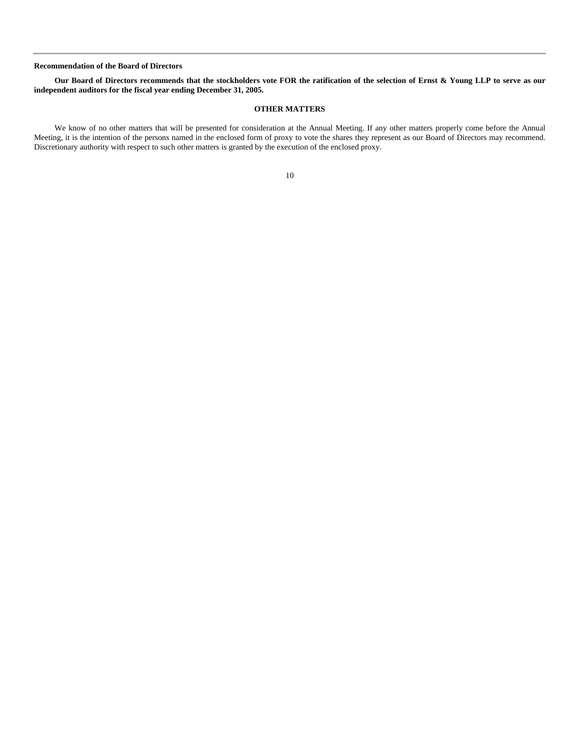**Recommendation of the Board of Directors**

**Our Board of Directors recommends that the stockholders vote FOR the ratification of the selection of Ernst & Young LLP to serve as our independent auditors for the fiscal year ending December 31, 2005.**

## OTHER MATTERS

We know of no other matters that will be presented for consideration at the Annual Meeting. If any other matters properly come before the Annual Meeting, it is the intention of the persons named in the enclosed form of proxy to vote the shares they represent as our Board of Directors may recommend. Discretionary authority with respect to such other matters is granted by the execution of the enclosed proxy.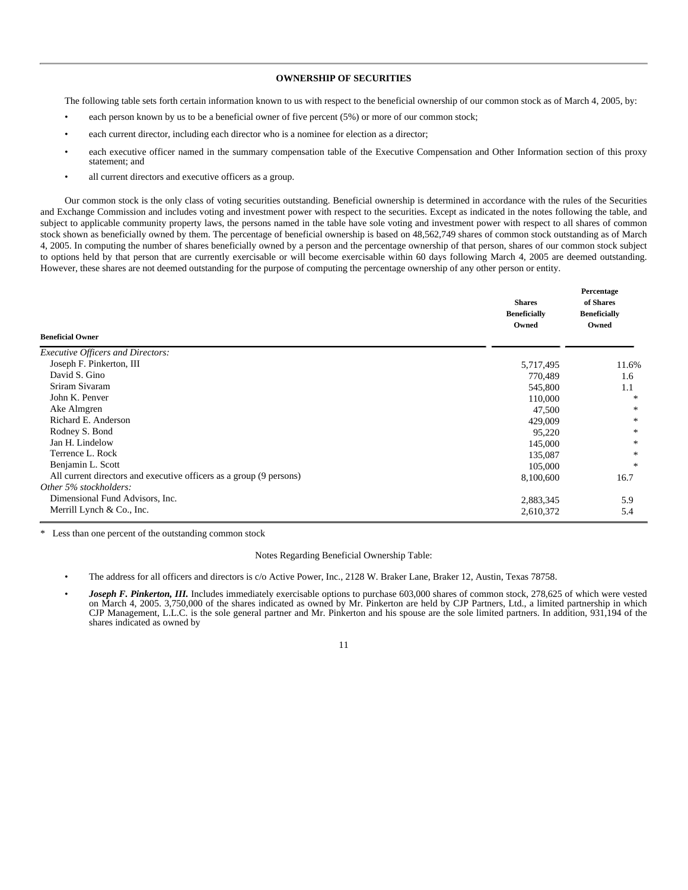## OWNERSHIP OF SECURITIES

The following table sets forth certain information known to us with respect to the beneficial ownership of our common stock as of March 4, 2005, by:

- each person known by us to be a beneficial owner of five percent (5%) or more of our common stock;
- each current director, including each director who is a nominee for election as a director;
- each executive officer named in the summary compensation table of the Executive Compensation and Other Information section of this proxy statement; and
- all current directors and executive officers as a group.

Our common stock is the only class of voting securities outstanding. Beneficial ownership is determined in accordance with the rules of the Securities and Exchange Commission and includes voting and investment power with respect to the securities. Except as indicated in the notes following the table, and subject to applicable community property laws, the persons named in the table have sole voting and investment power with respect to all shares of common stock shown as beneficially owned by them. The percentage of beneficial ownership is based on 48,562,749 shares of common stock outstanding as of March 4, 2005. In computing the number of shares beneficially owned by a person and the percentage ownership of that person, shares of our common stock subject to options held by that person that are currently exercisable or will become exercisable within 60 days following March 4, 2005 are deemed outstanding. However, these shares are not deemed outstanding for the purpose of computing the percentage ownership of any other person or entity.

| Beneficial Owner | Shares Beneficially Owned | Percentage of Shares Beneficially Owned |
|---|---|---|
| *Executive Officers and Directors:* | | |
| Joseph F. Pinkerton, III | 5,717,495 | 11.6% |
| David S. Gino | 770,489 | 1.6 |
| Sriram Sivaram | 545,800 | 1.1 |
| John K. Penver | 110,000 | * |
| Ake Almgren | 47,500 | * |
| Richard E. Anderson | 429,009 | * |
| Rodney S. Bond | 95,220 | * |
| Jan H. Lindelow | 145,000 | * |
| Terrence L. Rock | 135,087 | * |
| Benjamin L. Scott | 105,000 | * |
| All current directors and executive officers as a group (9 persons) | 8,100,600 | 16.7 |
| *Other 5% stockholders:* | | |
| Dimensional Fund Advisors, Inc. | 2,883,345 | 5.9 |
| Merrill Lynch & Co., Inc. | 2,610,372 | 5.4 |

\* Less than one percent of the outstanding common stock

Notes Regarding Beneficial Ownership Table:

- The address for all officers and directors is c/o Active Power, Inc., 2128 W. Braker Lane, Braker 12, Austin, Texas 78758.
- ***Joseph F. Pinkerton, III.*** Includes immediately exercisable options to purchase 603,000 shares of common stock, 278,625 of which were vested on March 4, 2005. 3,750,000 of the shares indicated as owned by Mr. Pinkerton are held by CJP Partners, Ltd., a limited partnership in which CJP Management, L.L.C. is the sole general partner and Mr. Pinkerton and his spouse are the sole limited partners. In addition, 931,194 of the shares indicated as owned by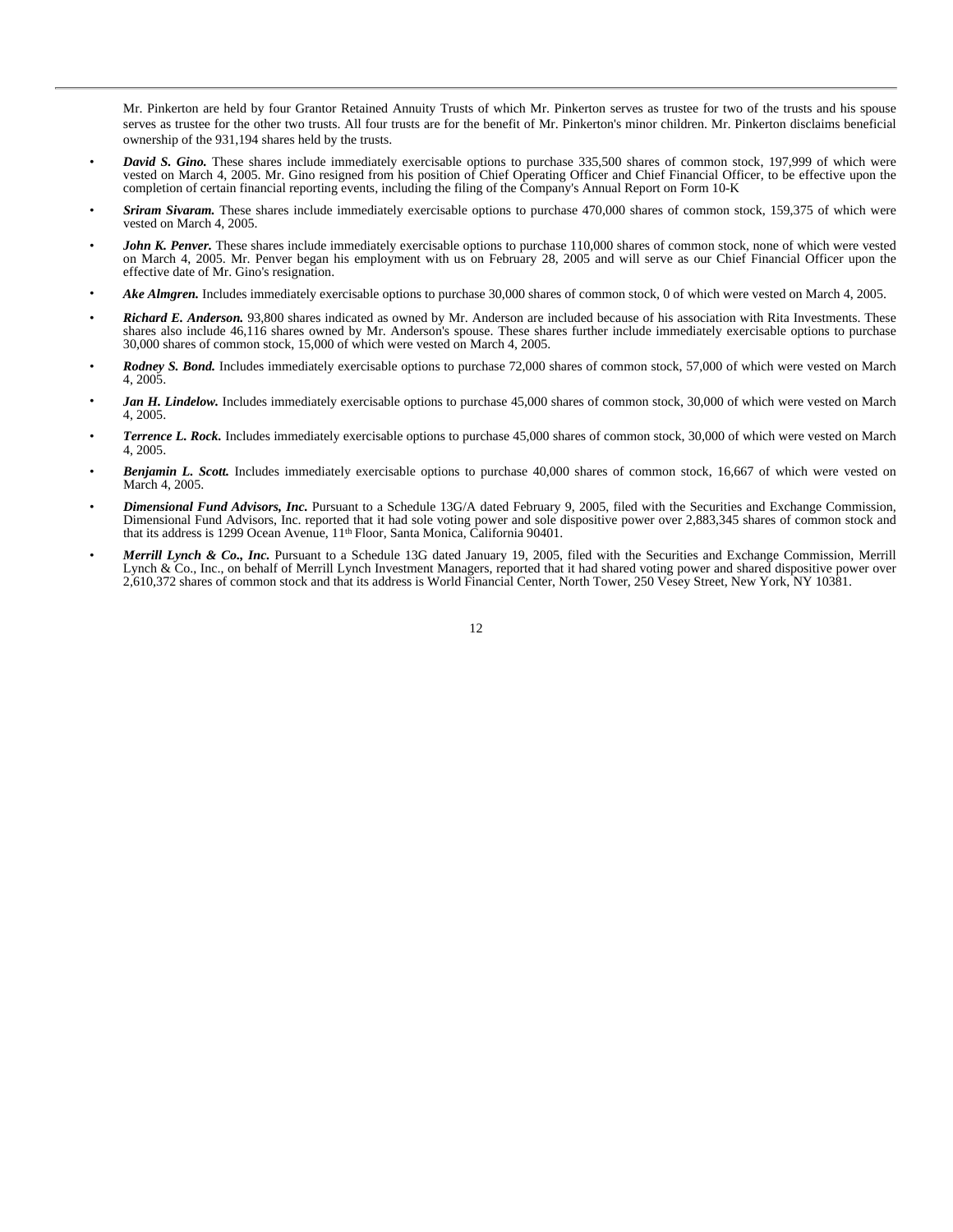Mr. Pinkerton are held by four Grantor Retained Annuity Trusts of which Mr. Pinkerton serves as trustee for two of the trusts and his spouse serves as trustee for the other two trusts. All four trusts are for the benefit of Mr. Pinkerton's minor children. Mr. Pinkerton disclaims beneficial ownership of the 931,194 shares held by the trusts.

- ***David S. Gino.*** These shares include immediately exercisable options to purchase 335,500 shares of common stock, 197,999 of which were vested on March 4, 2005. Mr. Gino resigned from his position of Chief Operating Officer and Chief Financial Officer, to be effective upon the completion of certain financial reporting events, including the filing of the Company's Annual Report on Form 10-K
- ***Sriram Sivaram.*** These shares include immediately exercisable options to purchase 470,000 shares of common stock, 159,375 of which were vested on March 4, 2005.
- ***John K. Penver.*** These shares include immediately exercisable options to purchase 110,000 shares of common stock, none of which were vested on March 4, 2005. Mr. Penver began his employment with us on February 28, 2005 and will serve as our Chief Financial Officer upon the effective date of Mr. Gino's resignation.
- ***Ake Almgren.*** Includes immediately exercisable options to purchase 30,000 shares of common stock, 0 of which were vested on March 4, 2005.
- ***Richard E. Anderson.*** 93,800 shares indicated as owned by Mr. Anderson are included because of his association with Rita Investments. These shares also include 46,116 shares owned by Mr. Anderson's spouse. These shares further include immediately exercisable options to purchase 30,000 shares of common stock, 15,000 of which were vested on March 4, 2005.
- ***Rodney S. Bond.*** Includes immediately exercisable options to purchase 72,000 shares of common stock, 57,000 of which were vested on March 4, 2005.
- ***Jan H. Lindelow.*** Includes immediately exercisable options to purchase 45,000 shares of common stock, 30,000 of which were vested on March 4, 2005.
- ***Terrence L. Rock.*** Includes immediately exercisable options to purchase 45,000 shares of common stock, 30,000 of which were vested on March 4, 2005.
- ***Benjamin L. Scott.*** Includes immediately exercisable options to purchase 40,000 shares of common stock, 16,667 of which were vested on March 4, 2005.
- ***Dimensional Fund Advisors, Inc.*** Pursuant to a Schedule 13G/A dated February 9, 2005, filed with the Securities and Exchange Commission, Dimensional Fund Advisors, Inc. reported that it had sole voting power and sole dispositive power over 2,883,345 shares of common stock and that its address is 1299 Ocean Avenue, 11th Floor, Santa Monica, California 90401.
- ***Merrill Lynch & Co., Inc.*** Pursuant to a Schedule 13G dated January 19, 2005, filed with the Securities and Exchange Commission, Merrill Lynch & Co., Inc., on behalf of Merrill Lynch Investment Managers, reported that it had shared voting power and shared dispositive power over 2,610,372 shares of common stock and that its address is World Financial Center, North Tower, 250 Vesey Street, New York, NY 10381.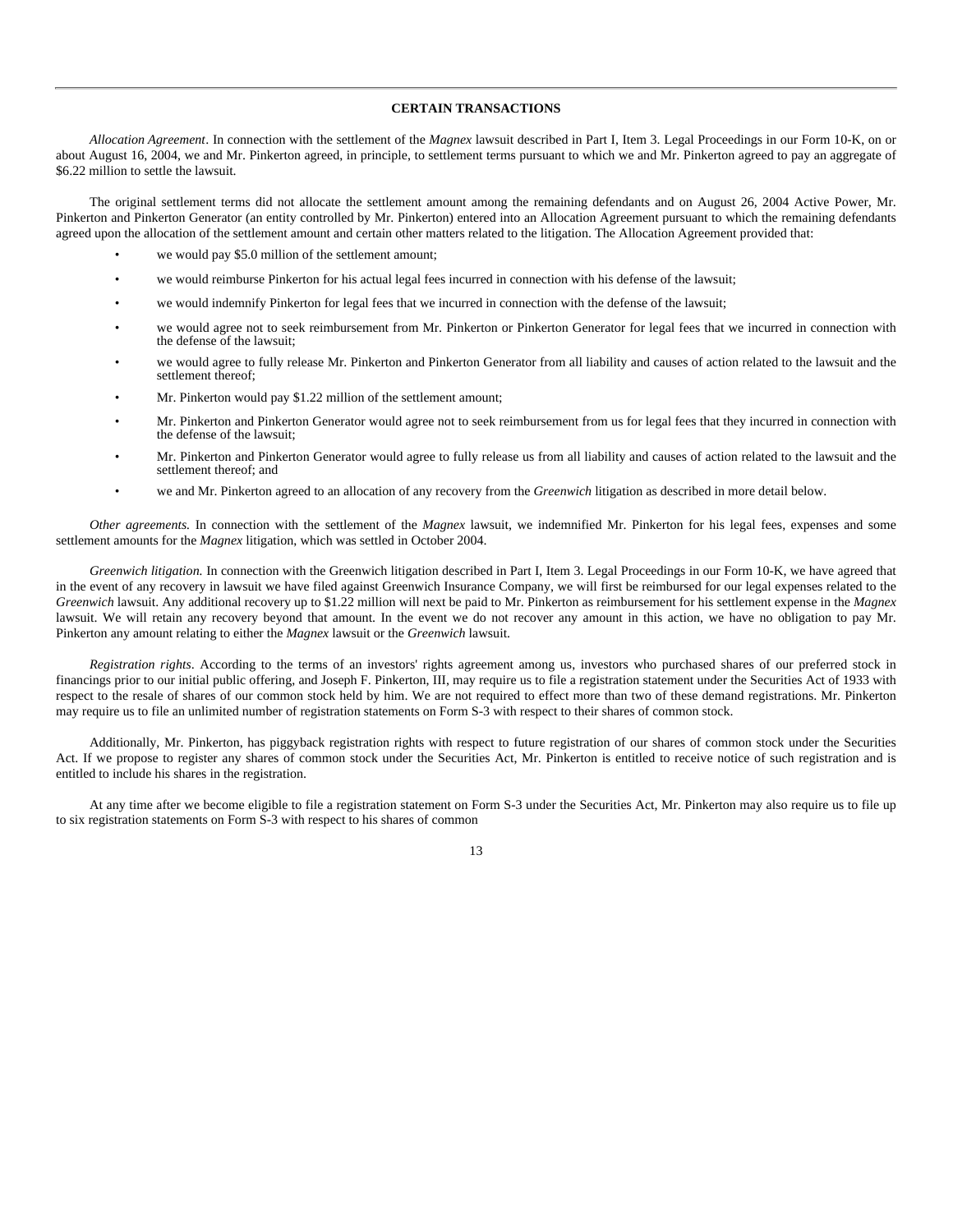## CERTAIN TRANSACTIONS

*Allocation Agreement*. In connection with the settlement of the *Magnex* lawsuit described in Part I, Item 3. Legal Proceedings in our Form 10-K, on or about August 16, 2004, we and Mr. Pinkerton agreed, in principle, to settlement terms pursuant to which we and Mr. Pinkerton agreed to pay an aggregate of $6.22 million to settle the lawsuit.

The original settlement terms did not allocate the settlement amount among the remaining defendants and on August 26, 2004 Active Power, Mr. Pinkerton and Pinkerton Generator (an entity controlled by Mr. Pinkerton) entered into an Allocation Agreement pursuant to which the remaining defendants agreed upon the allocation of the settlement amount and certain other matters related to the litigation. The Allocation Agreement provided that:

- we would pay $5.0 million of the settlement amount;
- we would reimburse Pinkerton for his actual legal fees incurred in connection with his defense of the lawsuit;
- we would indemnify Pinkerton for legal fees that we incurred in connection with the defense of the lawsuit;
- we would agree not to seek reimbursement from Mr. Pinkerton or Pinkerton Generator for legal fees that we incurred in connection with the defense of the lawsuit;
- we would agree to fully release Mr. Pinkerton and Pinkerton Generator from all liability and causes of action related to the lawsuit and the settlement thereof;
- Mr. Pinkerton would pay $1.22 million of the settlement amount;
- Mr. Pinkerton and Pinkerton Generator would agree not to seek reimbursement from us for legal fees that they incurred in connection with the defense of the lawsuit;
- Mr. Pinkerton and Pinkerton Generator would agree to fully release us from all liability and causes of action related to the lawsuit and the settlement thereof; and
- we and Mr. Pinkerton agreed to an allocation of any recovery from the *Greenwich* litigation as described in more detail below.

*Other agreements.* In connection with the settlement of the *Magnex* lawsuit, we indemnified Mr. Pinkerton for his legal fees, expenses and some settlement amounts for the *Magnex* litigation, which was settled in October 2004.

*Greenwich litigation.* In connection with the Greenwich litigation described in Part I, Item 3. Legal Proceedings in our Form 10-K, we have agreed that in the event of any recovery in lawsuit we have filed against Greenwich Insurance Company, we will first be reimbursed for our legal expenses related to the *Greenwich* lawsuit. Any additional recovery up to $1.22 million will next be paid to Mr. Pinkerton as reimbursement for his settlement expense in the *Magnex* lawsuit. We will retain any recovery beyond that amount. In the event we do not recover any amount in this action, we have no obligation to pay Mr. Pinkerton any amount relating to either the *Magnex* lawsuit or the *Greenwich* lawsuit.

*Registration rights*. According to the terms of an investors' rights agreement among us, investors who purchased shares of our preferred stock in financings prior to our initial public offering, and Joseph F. Pinkerton, III, may require us to file a registration statement under the Securities Act of 1933 with respect to the resale of shares of our common stock held by him. We are not required to effect more than two of these demand registrations. Mr. Pinkerton may require us to file an unlimited number of registration statements on Form S-3 with respect to their shares of common stock.

Additionally, Mr. Pinkerton, has piggyback registration rights with respect to future registration of our shares of common stock under the Securities Act. If we propose to register any shares of common stock under the Securities Act, Mr. Pinkerton is entitled to receive notice of such registration and is entitled to include his shares in the registration.

At any time after we become eligible to file a registration statement on Form S-3 under the Securities Act, Mr. Pinkerton may also require us to file up to six registration statements on Form S-3 with respect to his shares of common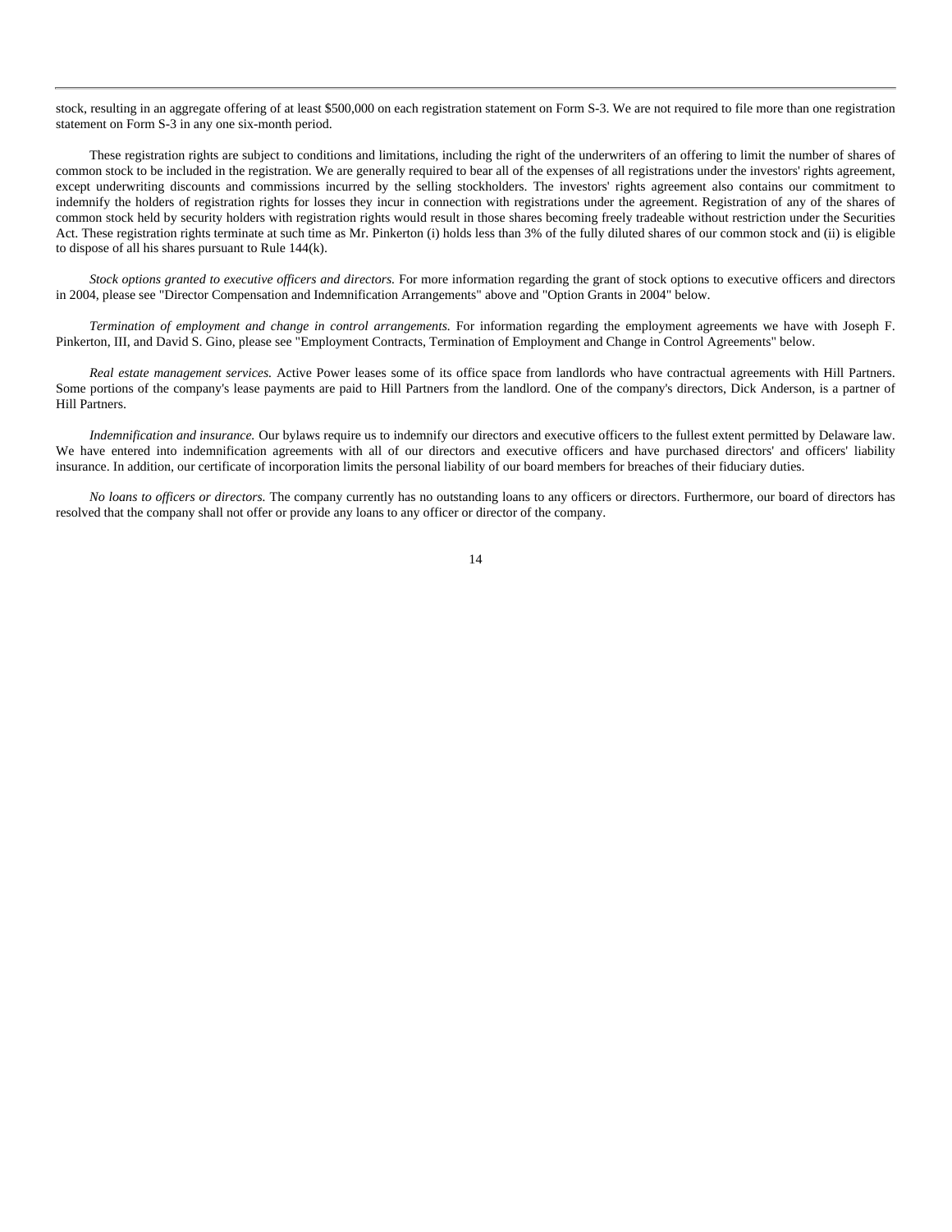stock, resulting in an aggregate offering of at least $500,000 on each registration statement on Form S-3. We are not required to file more than one registration statement on Form S-3 in any one six-month period.

These registration rights are subject to conditions and limitations, including the right of the underwriters of an offering to limit the number of shares of common stock to be included in the registration. We are generally required to bear all of the expenses of all registrations under the investors' rights agreement, except underwriting discounts and commissions incurred by the selling stockholders. The investors' rights agreement also contains our commitment to indemnify the holders of registration rights for losses they incur in connection with registrations under the agreement. Registration of any of the shares of common stock held by security holders with registration rights would result in those shares becoming freely tradeable without restriction under the Securities Act. These registration rights terminate at such time as Mr. Pinkerton (i) holds less than 3% of the fully diluted shares of our common stock and (ii) is eligible to dispose of all his shares pursuant to Rule 144(k).

*Stock options granted to executive officers and directors.* For more information regarding the grant of stock options to executive officers and directors in 2004, please see "Director Compensation and Indemnification Arrangements" above and "Option Grants in 2004" below.

*Termination of employment and change in control arrangements.* For information regarding the employment agreements we have with Joseph F. Pinkerton, III, and David S. Gino, please see "Employment Contracts, Termination of Employment and Change in Control Agreements" below.

*Real estate management services.* Active Power leases some of its office space from landlords who have contractual agreements with Hill Partners. Some portions of the company's lease payments are paid to Hill Partners from the landlord. One of the company's directors, Dick Anderson, is a partner of Hill Partners.

*Indemnification and insurance.* Our bylaws require us to indemnify our directors and executive officers to the fullest extent permitted by Delaware law. We have entered into indemnification agreements with all of our directors and executive officers and have purchased directors' and officers' liability insurance. In addition, our certificate of incorporation limits the personal liability of our board members for breaches of their fiduciary duties.

*No loans to officers or directors.* The company currently has no outstanding loans to any officers or directors. Furthermore, our board of directors has resolved that the company shall not offer or provide any loans to any officer or director of the company.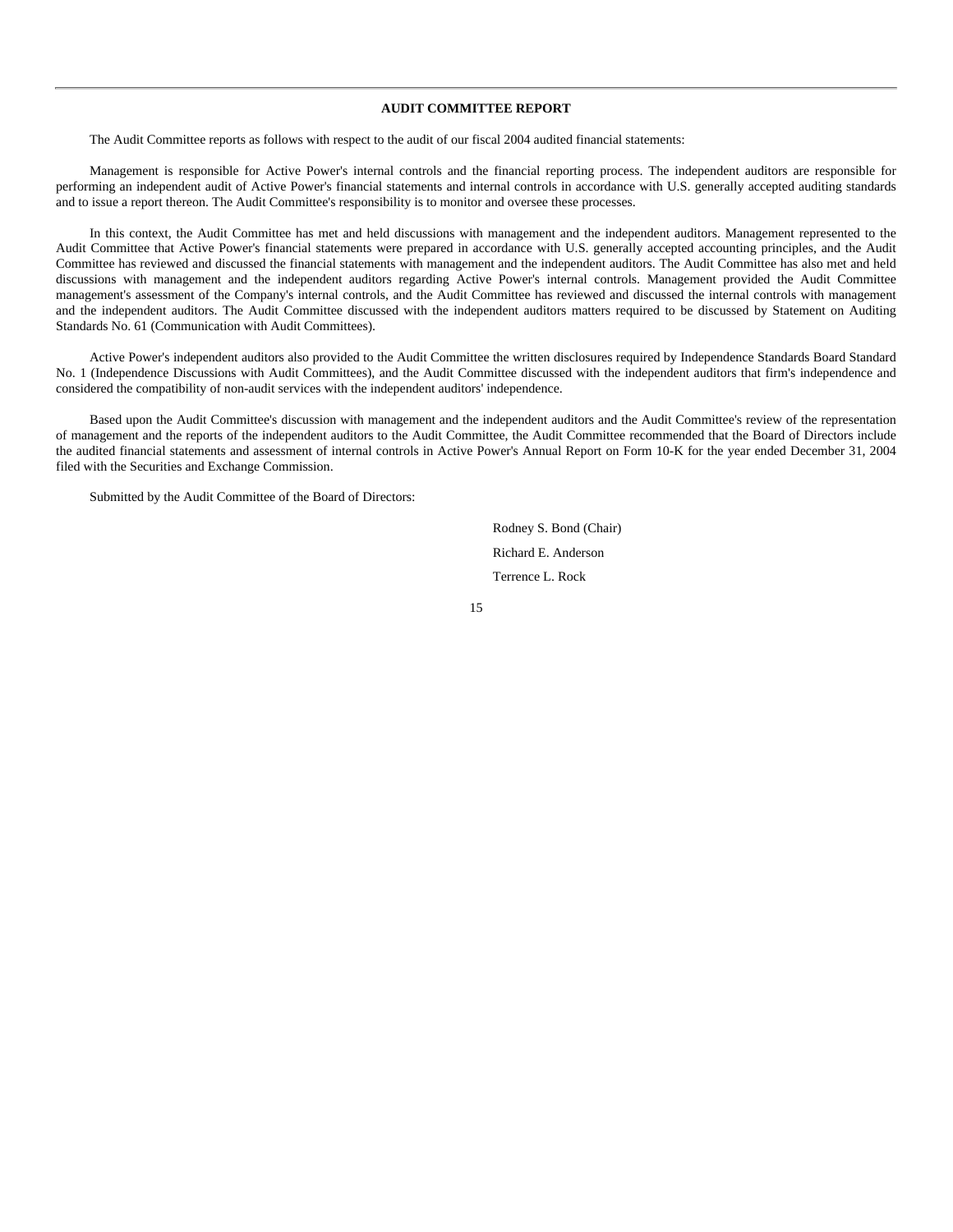## AUDIT COMMITTEE REPORT

The Audit Committee reports as follows with respect to the audit of our fiscal 2004 audited financial statements:

Management is responsible for Active Power's internal controls and the financial reporting process. The independent auditors are responsible for performing an independent audit of Active Power's financial statements and internal controls in accordance with U.S. generally accepted auditing standards and to issue a report thereon. The Audit Committee's responsibility is to monitor and oversee these processes.

In this context, the Audit Committee has met and held discussions with management and the independent auditors. Management represented to the Audit Committee that Active Power's financial statements were prepared in accordance with U.S. generally accepted accounting principles, and the Audit Committee has reviewed and discussed the financial statements with management and the independent auditors. The Audit Committee has also met and held discussions with management and the independent auditors regarding Active Power's internal controls. Management provided the Audit Committee management's assessment of the Company's internal controls, and the Audit Committee has reviewed and discussed the internal controls with management and the independent auditors. The Audit Committee discussed with the independent auditors matters required to be discussed by Statement on Auditing Standards No. 61 (Communication with Audit Committees).

Active Power's independent auditors also provided to the Audit Committee the written disclosures required by Independence Standards Board Standard No. 1 (Independence Discussions with Audit Committees), and the Audit Committee discussed with the independent auditors that firm's independence and considered the compatibility of non-audit services with the independent auditors' independence.

Based upon the Audit Committee's discussion with management and the independent auditors and the Audit Committee's review of the representation of management and the reports of the independent auditors to the Audit Committee, the Audit Committee recommended that the Board of Directors include the audited financial statements and assessment of internal controls in Active Power's Annual Report on Form 10-K for the year ended December 31, 2004 filed with the Securities and Exchange Commission.

Submitted by the Audit Committee of the Board of Directors:

Rodney S. Bond (Chair)

Richard E. Anderson

Terrence L. Rock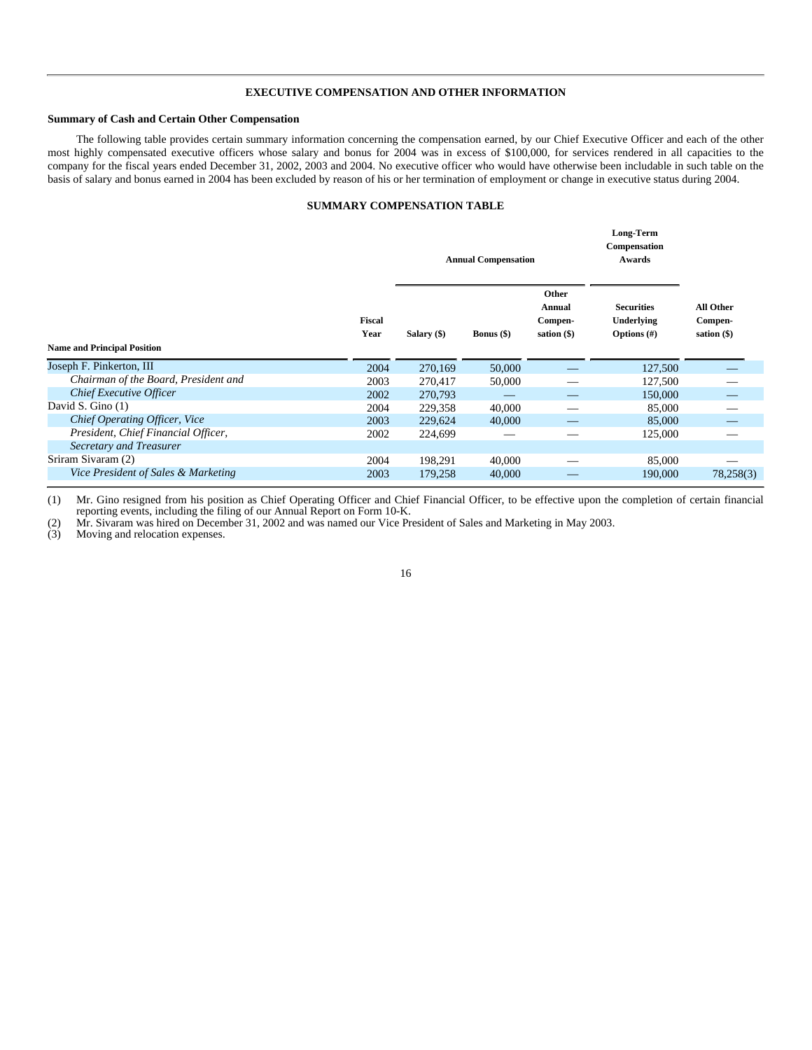## EXECUTIVE COMPENSATION AND OTHER INFORMATION

### Summary of Cash and Certain Other Compensation

The following table provides certain summary information concerning the compensation earned, by our Chief Executive Officer and each of the other most highly compensated executive officers whose salary and bonus for 2004 was in excess of $100,000, for services rendered in all capacities to the company for the fiscal years ended December 31, 2002, 2003 and 2004. No executive officer who would have otherwise been includable in such table on the basis of salary and bonus earned in 2004 has been excluded by reason of his or her termination of employment or change in executive status during 2004.

**SUMMARY COMPENSATION TABLE**

| | | Annual Compensation | | | Long-Term Compensation Awards | |
|---|---|---|---|---|---|---|
| **Name and Principal Position** | **Fiscal Year** | **Salary ($)** | **Bonus ($)** | **Other Annual Compensation ($)** | **Securities Underlying Options (#)** | **All Other Compensation ($)** |
| Joseph F. Pinkerton, III | 2004 | 270,169 | 50,000 | — | 127,500 | — |
| *Chairman of the Board, President and* | 2003 | 270,417 | 50,000 | — | 127,500 | — |
| *Chief Executive Officer* | 2002 | 270,793 | — | — | 150,000 | — |
| David S. Gino (1) | 2004 | 229,358 | 40,000 | — | 85,000 | — |
| *Chief Operating Officer, Vice* | 2003 | 229,624 | 40,000 | — | 85,000 | — |
| *President, Chief Financial Officer,* | 2002 | 224,699 | — | — | 125,000 | — |
| *Secretary and Treasurer* | | | | | | |
| Sriram Sivaram (2) | 2004 | 198,291 | 40,000 | — | 85,000 | — |
| *Vice President of Sales & Marketing* | 2003 | 179,258 | 40,000 | — | 190,000 | 78,258(3) |

(1) Mr. Gino resigned from his position as Chief Operating Officer and Chief Financial Officer, to be effective upon the completion of certain financial reporting events, including the filing of our Annual Report on Form 10-K.

(2) Mr. Sivaram was hired on December 31, 2002 and was named our Vice President of Sales and Marketing in May 2003.

(3) Moving and relocation expenses.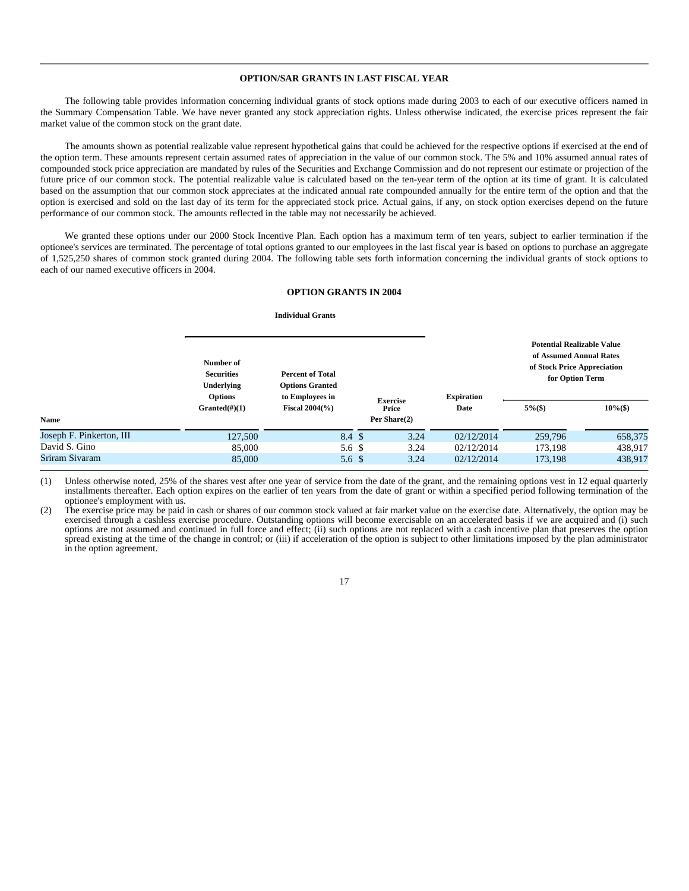### OPTION/SAR GRANTS IN LAST FISCAL YEAR

The following table provides information concerning individual grants of stock options made during 2003 to each of our executive officers named in the Summary Compensation Table. We have never granted any stock appreciation rights. Unless otherwise indicated, the exercise prices represent the fair market value of the common stock on the grant date.

The amounts shown as potential realizable value represent hypothetical gains that could be achieved for the respective options if exercised at the end of the option term. These amounts represent certain assumed rates of appreciation in the value of our common stock. The 5% and 10% assumed annual rates of compounded stock price appreciation are mandated by rules of the Securities and Exchange Commission and do not represent our estimate or projection of the future price of our common stock. The potential realizable value is calculated based on the ten-year term of the option at its time of grant. It is calculated based on the assumption that our common stock appreciates at the indicated annual rate compounded annually for the entire term of the option and that the option is exercised and sold on the last day of its term for the appreciated stock price. Actual gains, if any, on stock option exercises depend on the future performance of our common stock. The amounts reflected in the table may not necessarily be achieved.

We granted these options under our 2000 Stock Incentive Plan. Each option has a maximum term of ten years, subject to earlier termination if the optionee's services are terminated. The percentage of total options granted to our employees in the last fiscal year is based on options to purchase an aggregate of 1,525,250 shares of common stock granted during 2004. The following table sets forth information concerning the individual grants of stock options to each of our named executive officers in 2004.

### OPTION GRANTS IN 2004

| | Individual Grants | | | | Potential Realizable Value of Assumed Annual Rates of Stock Price Appreciation for Option Term | |
|---|---|---|---|---|---|---|
| Name | Number of Securities Underlying Options Granted(#)(1) | Percent of Total Options Granted to Employees in Fiscal 2004(%) | Exercise Price Per Share(2) | Expiration Date | 5%($) | 10%($) |
| Joseph F. Pinkerton, III | 127,500 | 8.4 | $ 3.24 | 02/12/2014 | 259,796 | 658,375 |
| David S. Gino | 85,000 | 5.6 | $ 3.24 | 02/12/2014 | 173,198 | 438,917 |
| Sriram Sivaram | 85,000 | 5.6 | $ 3.24 | 02/12/2014 | 173,198 | 438,917 |

(1) Unless otherwise noted, 25% of the shares vest after one year of service from the date of the grant, and the remaining options vest in 12 equal quarterly installments thereafter. Each option expires on the earlier of ten years from the date of grant or within a specified period following termination of the optionee's employment with us.

(2) The exercise price may be paid in cash or shares of our common stock valued at fair market value on the exercise date. Alternatively, the option may be exercised through a cashless exercise procedure. Outstanding options will become exercisable on an accelerated basis if we are acquired and (i) such options are not assumed and continued in full force and effect; (ii) such options are not replaced with a cash incentive plan that preserves the option spread existing at the time of the change in control; or (iii) if acceleration of the option is subject to other limitations imposed by the plan administrator in the option agreement.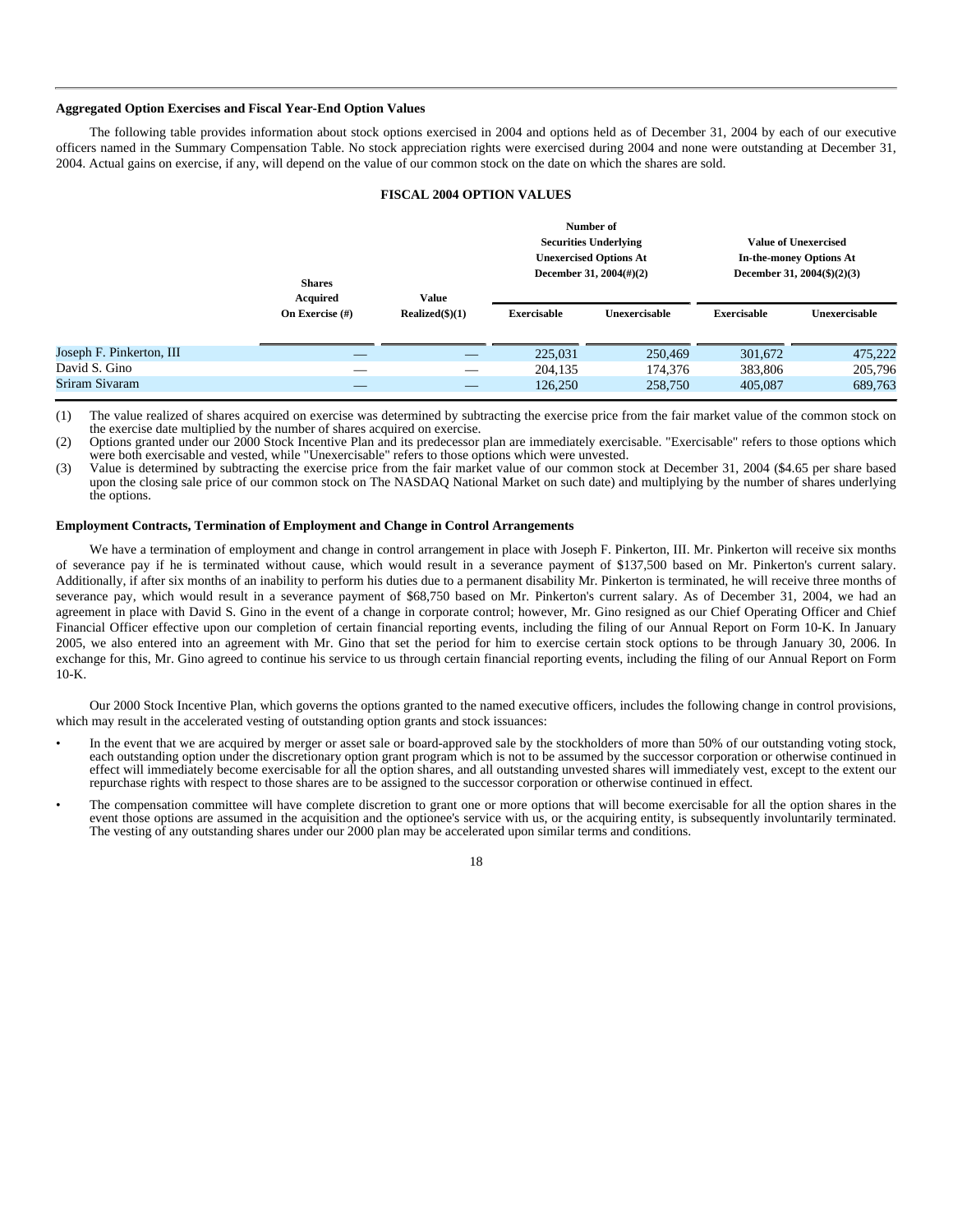**Aggregated Option Exercises and Fiscal Year-End Option Values**

The following table provides information about stock options exercised in 2004 and options held as of December 31, 2004 by each of our executive officers named in the Summary Compensation Table. No stock appreciation rights were exercised during 2004 and none were outstanding at December 31, 2004. Actual gains on exercise, if any, will depend on the value of our common stock on the date on which the shares are sold.

**FISCAL 2004 OPTION VALUES**

| | Shares Acquired On Exercise (#) | Value Realized($)(1) | Number of Securities Underlying Unexercised Options At December 31, 2004(#)(2) | | Value of Unexercised In-the-money Options At December 31, 2004($)(2)(3) | |
|---|---|---|---|---|---|---|
| | | | Exercisable | Unexercisable | Exercisable | Unexercisable |
| Joseph F. Pinkerton, III | — | — | 225,031 | 250,469 | 301,672 | 475,222 |
| David S. Gino | — | — | 204,135 | 174,376 | 383,806 | 205,796 |
| Sriram Sivaram | — | — | 126,250 | 258,750 | 405,087 | 689,763 |

(1) The value realized of shares acquired on exercise was determined by subtracting the exercise price from the fair market value of the common stock on the exercise date multiplied by the number of shares acquired on exercise.

(2) Options granted under our 2000 Stock Incentive Plan and its predecessor plan are immediately exercisable. "Exercisable" refers to those options which were both exercisable and vested, while "Unexercisable" refers to those options which were unvested.

(3) Value is determined by subtracting the exercise price from the fair market value of our common stock at December 31, 2004 ($4.65 per share based upon the closing sale price of our common stock on The NASDAQ National Market on such date) and multiplying by the number of shares underlying the options.

**Employment Contracts, Termination of Employment and Change in Control Arrangements**

We have a termination of employment and change in control arrangement in place with Joseph F. Pinkerton, III. Mr. Pinkerton will receive six months of severance pay if he is terminated without cause, which would result in a severance payment of $137,500 based on Mr. Pinkerton's current salary. Additionally, if after six months of an inability to perform his duties due to a permanent disability Mr. Pinkerton is terminated, he will receive three months of severance pay, which would result in a severance payment of $68,750 based on Mr. Pinkerton's current salary. As of December 31, 2004, we had an agreement in place with David S. Gino in the event of a change in corporate control; however, Mr. Gino resigned as our Chief Operating Officer and Chief Financial Officer effective upon our completion of certain financial reporting events, including the filing of our Annual Report on Form 10-K. In January 2005, we also entered into an agreement with Mr. Gino that set the period for him to exercise certain stock options to be through January 30, 2006. In exchange for this, Mr. Gino agreed to continue his service to us through certain financial reporting events, including the filing of our Annual Report on Form 10-K.

Our 2000 Stock Incentive Plan, which governs the options granted to the named executive officers, includes the following change in control provisions, which may result in the accelerated vesting of outstanding option grants and stock issuances:

- In the event that we are acquired by merger or asset sale or board-approved sale by the stockholders of more than 50% of our outstanding voting stock, each outstanding option under the discretionary option grant program which is not to be assumed by the successor corporation or otherwise continued in effect will immediately become exercisable for all the option shares, and all outstanding unvested shares will immediately vest, except to the extent our repurchase rights with respect to those shares are to be assigned to the successor corporation or otherwise continued in effect.
- The compensation committee will have complete discretion to grant one or more options that will become exercisable for all the option shares in the event those options are assumed in the acquisition and the optionee's service with us, or the acquiring entity, is subsequently involuntarily terminated. The vesting of any outstanding shares under our 2000 plan may be accelerated upon similar terms and conditions.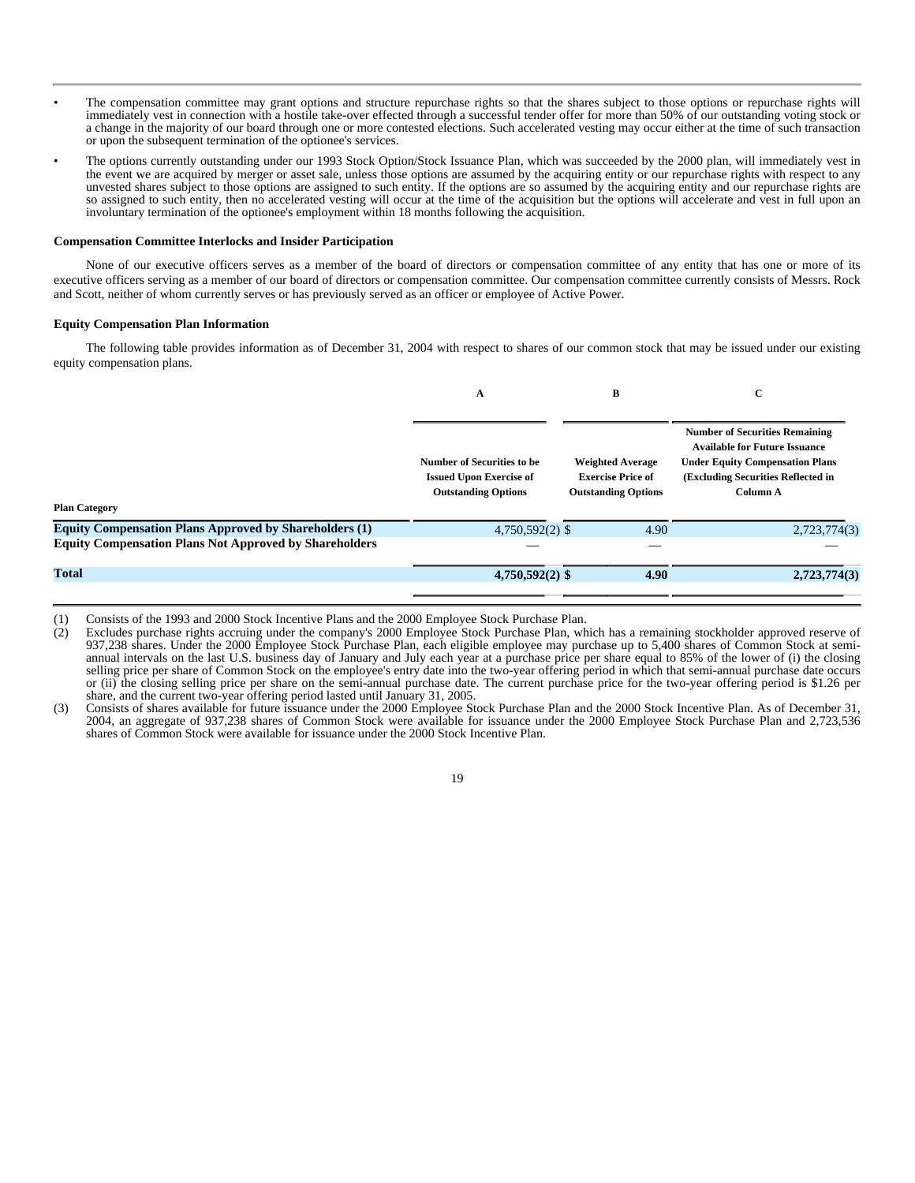- The compensation committee may grant options and structure repurchase rights so that the shares subject to those options or repurchase rights will immediately vest in connection with a hostile take-over effected through a successful tender offer for more than 50% of our outstanding voting stock or a change in the majority of our board through one or more contested elections. Such accelerated vesting may occur either at the time of such transaction or upon the subsequent termination of the optionee's services.
- The options currently outstanding under our 1993 Stock Option/Stock Issuance Plan, which was succeeded by the 2000 plan, will immediately vest in the event we are acquired by merger or asset sale, unless those options are assumed by the acquiring entity or our repurchase rights with respect to any unvested shares subject to those options are assigned to such entity. If the options are so assumed by the acquiring entity and our repurchase rights are so assigned to such entity, then no accelerated vesting will occur at the time of the acquisition but the options will accelerate and vest in full upon an involuntary termination of the optionee's employment within 18 months following the acquisition.

**Compensation Committee Interlocks and Insider Participation**

None of our executive officers serves as a member of the board of directors or compensation committee of any entity that has one or more of its executive officers serving as a member of our board of directors or compensation committee. Our compensation committee currently consists of Messrs. Rock and Scott, neither of whom currently serves or has previously served as an officer or employee of Active Power.

**Equity Compensation Plan Information**

The following table provides information as of December 31, 2004 with respect to shares of our common stock that may be issued under our existing equity compensation plans.

| | A | B | C |
|---|---|---|---|
| **Plan Category** | **Number of Securities to be Issued Upon Exercise of Outstanding Options** | **Weighted Average Exercise Price of Outstanding Options** | **Number of Securities Remaining Available for Future Issuance Under Equity Compensation Plans (Excluding Securities Reflected in Column A** |
| **Equity Compensation Plans Approved by Shareholders (1)** | 4,750,592(2) | $ 4.90 | 2,723,774(3) |
| **Equity Compensation Plans Not Approved by Shareholders** | — | — | — |
| **Total** | **4,750,592(2)** | **$ 4.90** | **2,723,774(3)** |

(1) Consists of the 1993 and 2000 Stock Incentive Plans and the 2000 Employee Stock Purchase Plan.

(2) Excludes purchase rights accruing under the company's 2000 Employee Stock Purchase Plan, which has a remaining stockholder approved reserve of 937,238 shares. Under the 2000 Employee Stock Purchase Plan, each eligible employee may purchase up to 5,400 shares of Common Stock at semi-annual intervals on the last U.S. business day of January and July each year at a purchase price per share equal to 85% of the lower of (i) the closing selling price per share of Common Stock on the employee's entry date into the two-year offering period in which that semi-annual purchase date occurs or (ii) the closing selling price per share on the semi-annual purchase date. The current purchase price for the two-year offering period is $1.26 per share, and the current two-year offering period lasted until January 31, 2005.

(3) Consists of shares available for future issuance under the 2000 Employee Stock Purchase Plan and the 2000 Stock Incentive Plan. As of December 31, 2004, an aggregate of 937,238 shares of Common Stock were available for issuance under the 2000 Employee Stock Purchase Plan and 2,723,536 shares of Common Stock were available for issuance under the 2000 Stock Incentive Plan.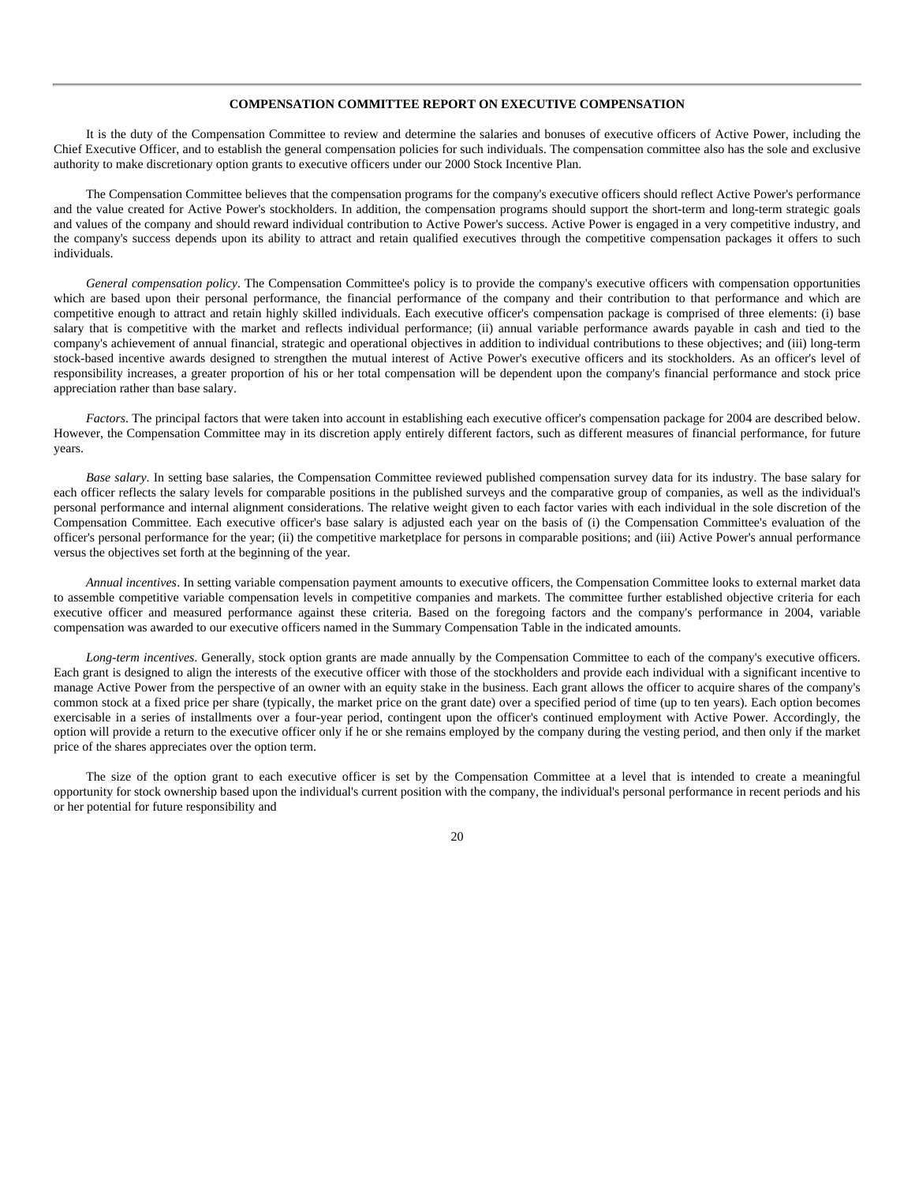## COMPENSATION COMMITTEE REPORT ON EXECUTIVE COMPENSATION

It is the duty of the Compensation Committee to review and determine the salaries and bonuses of executive officers of Active Power, including the Chief Executive Officer, and to establish the general compensation policies for such individuals. The compensation committee also has the sole and exclusive authority to make discretionary option grants to executive officers under our 2000 Stock Incentive Plan.

The Compensation Committee believes that the compensation programs for the company's executive officers should reflect Active Power's performance and the value created for Active Power's stockholders. In addition, the compensation programs should support the short-term and long-term strategic goals and values of the company and should reward individual contribution to Active Power's success. Active Power is engaged in a very competitive industry, and the company's success depends upon its ability to attract and retain qualified executives through the competitive compensation packages it offers to such individuals.

*General compensation policy*. The Compensation Committee's policy is to provide the company's executive officers with compensation opportunities which are based upon their personal performance, the financial performance of the company and their contribution to that performance and which are competitive enough to attract and retain highly skilled individuals. Each executive officer's compensation package is comprised of three elements: (i) base salary that is competitive with the market and reflects individual performance; (ii) annual variable performance awards payable in cash and tied to the company's achievement of annual financial, strategic and operational objectives in addition to individual contributions to these objectives; and (iii) long-term stock-based incentive awards designed to strengthen the mutual interest of Active Power's executive officers and its stockholders. As an officer's level of responsibility increases, a greater proportion of his or her total compensation will be dependent upon the company's financial performance and stock price appreciation rather than base salary.

*Factors*. The principal factors that were taken into account in establishing each executive officer's compensation package for 2004 are described below. However, the Compensation Committee may in its discretion apply entirely different factors, such as different measures of financial performance, for future years.

*Base salary*. In setting base salaries, the Compensation Committee reviewed published compensation survey data for its industry. The base salary for each officer reflects the salary levels for comparable positions in the published surveys and the comparative group of companies, as well as the individual's personal performance and internal alignment considerations. The relative weight given to each factor varies with each individual in the sole discretion of the Compensation Committee. Each executive officer's base salary is adjusted each year on the basis of (i) the Compensation Committee's evaluation of the officer's personal performance for the year; (ii) the competitive marketplace for persons in comparable positions; and (iii) Active Power's annual performance versus the objectives set forth at the beginning of the year.

*Annual incentives*. In setting variable compensation payment amounts to executive officers, the Compensation Committee looks to external market data to assemble competitive variable compensation levels in competitive companies and markets. The committee further established objective criteria for each executive officer and measured performance against these criteria. Based on the foregoing factors and the company's performance in 2004, variable compensation was awarded to our executive officers named in the Summary Compensation Table in the indicated amounts.

*Long-term incentives*. Generally, stock option grants are made annually by the Compensation Committee to each of the company's executive officers. Each grant is designed to align the interests of the executive officer with those of the stockholders and provide each individual with a significant incentive to manage Active Power from the perspective of an owner with an equity stake in the business. Each grant allows the officer to acquire shares of the company's common stock at a fixed price per share (typically, the market price on the grant date) over a specified period of time (up to ten years). Each option becomes exercisable in a series of installments over a four-year period, contingent upon the officer's continued employment with Active Power. Accordingly, the option will provide a return to the executive officer only if he or she remains employed by the company during the vesting period, and then only if the market price of the shares appreciates over the option term.

The size of the option grant to each executive officer is set by the Compensation Committee at a level that is intended to create a meaningful opportunity for stock ownership based upon the individual's current position with the company, the individual's personal performance in recent periods and his or her potential for future responsibility and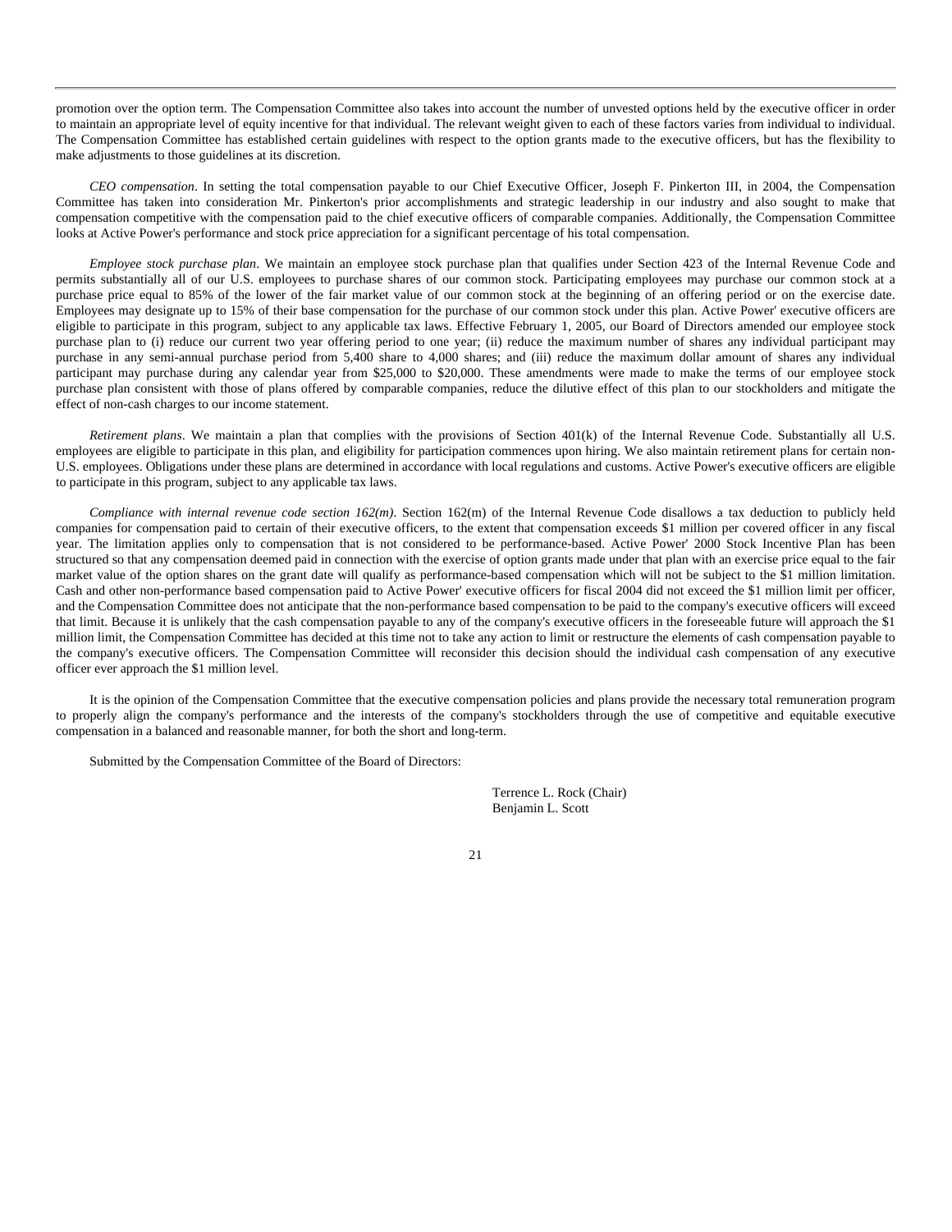promotion over the option term. The Compensation Committee also takes into account the number of unvested options held by the executive officer in order to maintain an appropriate level of equity incentive for that individual. The relevant weight given to each of these factors varies from individual to individual. The Compensation Committee has established certain guidelines with respect to the option grants made to the executive officers, but has the flexibility to make adjustments to those guidelines at its discretion.

*CEO compensation*. In setting the total compensation payable to our Chief Executive Officer, Joseph F. Pinkerton III, in 2004, the Compensation Committee has taken into consideration Mr. Pinkerton's prior accomplishments and strategic leadership in our industry and also sought to make that compensation competitive with the compensation paid to the chief executive officers of comparable companies. Additionally, the Compensation Committee looks at Active Power's performance and stock price appreciation for a significant percentage of his total compensation.

*Employee stock purchase plan*. We maintain an employee stock purchase plan that qualifies under Section 423 of the Internal Revenue Code and permits substantially all of our U.S. employees to purchase shares of our common stock. Participating employees may purchase our common stock at a purchase price equal to 85% of the lower of the fair market value of our common stock at the beginning of an offering period or on the exercise date. Employees may designate up to 15% of their base compensation for the purchase of our common stock under this plan. Active Power' executive officers are eligible to participate in this program, subject to any applicable tax laws. Effective February 1, 2005, our Board of Directors amended our employee stock purchase plan to (i) reduce our current two year offering period to one year; (ii) reduce the maximum number of shares any individual participant may purchase in any semi-annual purchase period from 5,400 share to 4,000 shares; and (iii) reduce the maximum dollar amount of shares any individual participant may purchase during any calendar year from $25,000 to $20,000. These amendments were made to make the terms of our employee stock purchase plan consistent with those of plans offered by comparable companies, reduce the dilutive effect of this plan to our stockholders and mitigate the effect of non-cash charges to our income statement.

*Retirement plans*. We maintain a plan that complies with the provisions of Section 401(k) of the Internal Revenue Code. Substantially all U.S. employees are eligible to participate in this plan, and eligibility for participation commences upon hiring. We also maintain retirement plans for certain non-U.S. employees. Obligations under these plans are determined in accordance with local regulations and customs. Active Power's executive officers are eligible to participate in this program, subject to any applicable tax laws.

*Compliance with internal revenue code section 162(m)*. Section 162(m) of the Internal Revenue Code disallows a tax deduction to publicly held companies for compensation paid to certain of their executive officers, to the extent that compensation exceeds $1 million per covered officer in any fiscal year. The limitation applies only to compensation that is not considered to be performance-based. Active Power' 2000 Stock Incentive Plan has been structured so that any compensation deemed paid in connection with the exercise of option grants made under that plan with an exercise price equal to the fair market value of the option shares on the grant date will qualify as performance-based compensation which will not be subject to the $1 million limitation. Cash and other non-performance based compensation paid to Active Power' executive officers for fiscal 2004 did not exceed the $1 million limit per officer, and the Compensation Committee does not anticipate that the non-performance based compensation to be paid to the company's executive officers will exceed that limit. Because it is unlikely that the cash compensation payable to any of the company's executive officers in the foreseeable future will approach the $1 million limit, the Compensation Committee has decided at this time not to take any action to limit or restructure the elements of cash compensation payable to the company's executive officers. The Compensation Committee will reconsider this decision should the individual cash compensation of any executive officer ever approach the $1 million level.

It is the opinion of the Compensation Committee that the executive compensation policies and plans provide the necessary total remuneration program to properly align the company's performance and the interests of the company's stockholders through the use of competitive and equitable executive compensation in a balanced and reasonable manner, for both the short and long-term.

Submitted by the Compensation Committee of the Board of Directors:

Terrence L. Rock (Chair)
Benjamin L. Scott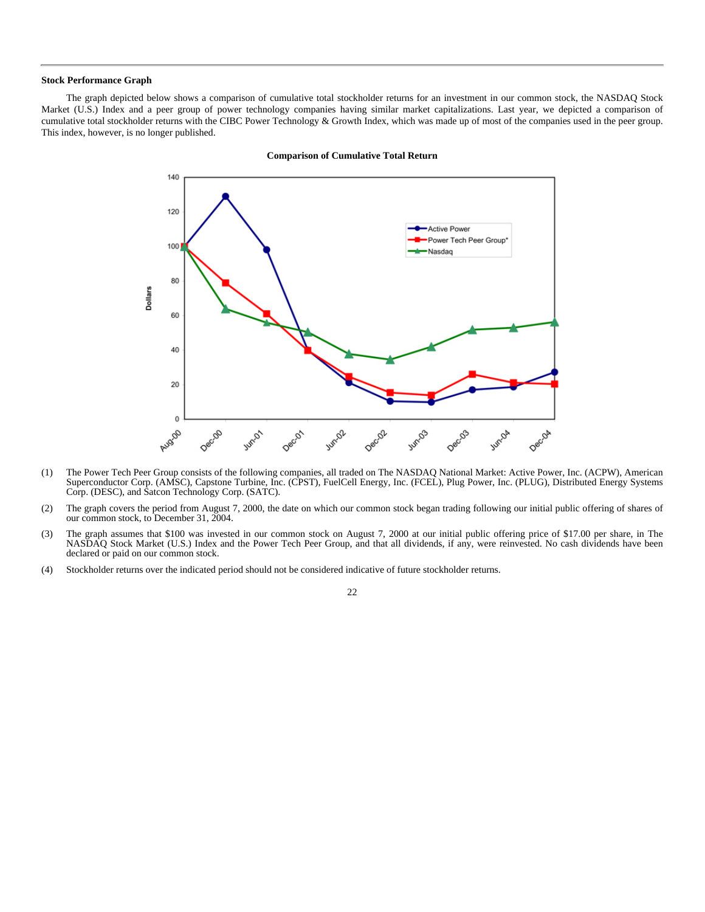### Stock Performance Graph

The graph depicted below shows a comparison of cumulative total stockholder returns for an investment in our common stock, the NASDAQ Stock Market (U.S.) Index and a peer group of power technology companies having similar market capitalizations. Last year, we depicted a comparison of cumulative total stockholder returns with the CIBC Power Technology & Growth Index, which was made up of most of the companies used in the peer group. This index, however, is no longer published.

**Comparison of Cumulative Total Return**

(1) The Power Tech Peer Group consists of the following companies, all traded on The NASDAQ National Market: Active Power, Inc. (ACPW), American Superconductor Corp. (AMSC), Capstone Turbine, Inc. (CPST), FuelCell Energy, Inc. (FCEL), Plug Power, Inc. (PLUG), Distributed Energy Systems Corp. (DESC), and Satcon Technology Corp. (SATC).

(2) The graph covers the period from August 7, 2000, the date on which our common stock began trading following our initial public offering of shares of our common stock, to December 31, 2004.

(3) The graph assumes that $100 was invested in our common stock on August 7, 2000 at our initial public offering price of $17.00 per share, in The NASDAQ Stock Market (U.S.) Index and the Power Tech Peer Group, and that all dividends, if any, were reinvested. No cash dividends have been declared or paid on our common stock.

(4) Stockholder returns over the indicated period should not be considered indicative of future stockholder returns.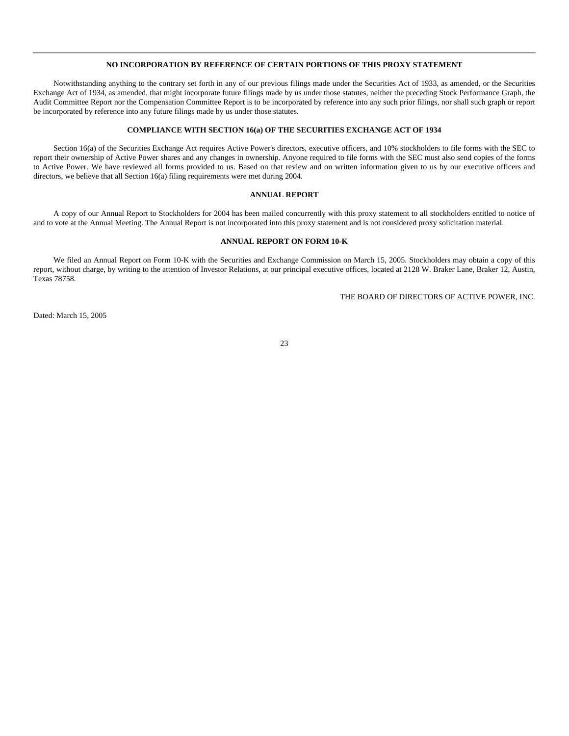## NO INCORPORATION BY REFERENCE OF CERTAIN PORTIONS OF THIS PROXY STATEMENT

Notwithstanding anything to the contrary set forth in any of our previous filings made under the Securities Act of 1933, as amended, or the Securities Exchange Act of 1934, as amended, that might incorporate future filings made by us under those statutes, neither the preceding Stock Performance Graph, the Audit Committee Report nor the Compensation Committee Report is to be incorporated by reference into any such prior filings, nor shall such graph or report be incorporated by reference into any future filings made by us under those statutes.

## COMPLIANCE WITH SECTION 16(a) OF THE SECURITIES EXCHANGE ACT OF 1934

Section 16(a) of the Securities Exchange Act requires Active Power's directors, executive officers, and 10% stockholders to file forms with the SEC to report their ownership of Active Power shares and any changes in ownership. Anyone required to file forms with the SEC must also send copies of the forms to Active Power. We have reviewed all forms provided to us. Based on that review and on written information given to us by our executive officers and directors, we believe that all Section 16(a) filing requirements were met during 2004.

## ANNUAL REPORT

A copy of our Annual Report to Stockholders for 2004 has been mailed concurrently with this proxy statement to all stockholders entitled to notice of and to vote at the Annual Meeting. The Annual Report is not incorporated into this proxy statement and is not considered proxy solicitation material.

## ANNUAL REPORT ON FORM 10-K

We filed an Annual Report on Form 10-K with the Securities and Exchange Commission on March 15, 2005. Stockholders may obtain a copy of this report, without charge, by writing to the attention of Investor Relations, at our principal executive offices, located at 2128 W. Braker Lane, Braker 12, Austin, Texas 78758.

THE BOARD OF DIRECTORS OF ACTIVE POWER, INC.

Dated: March 15, 2005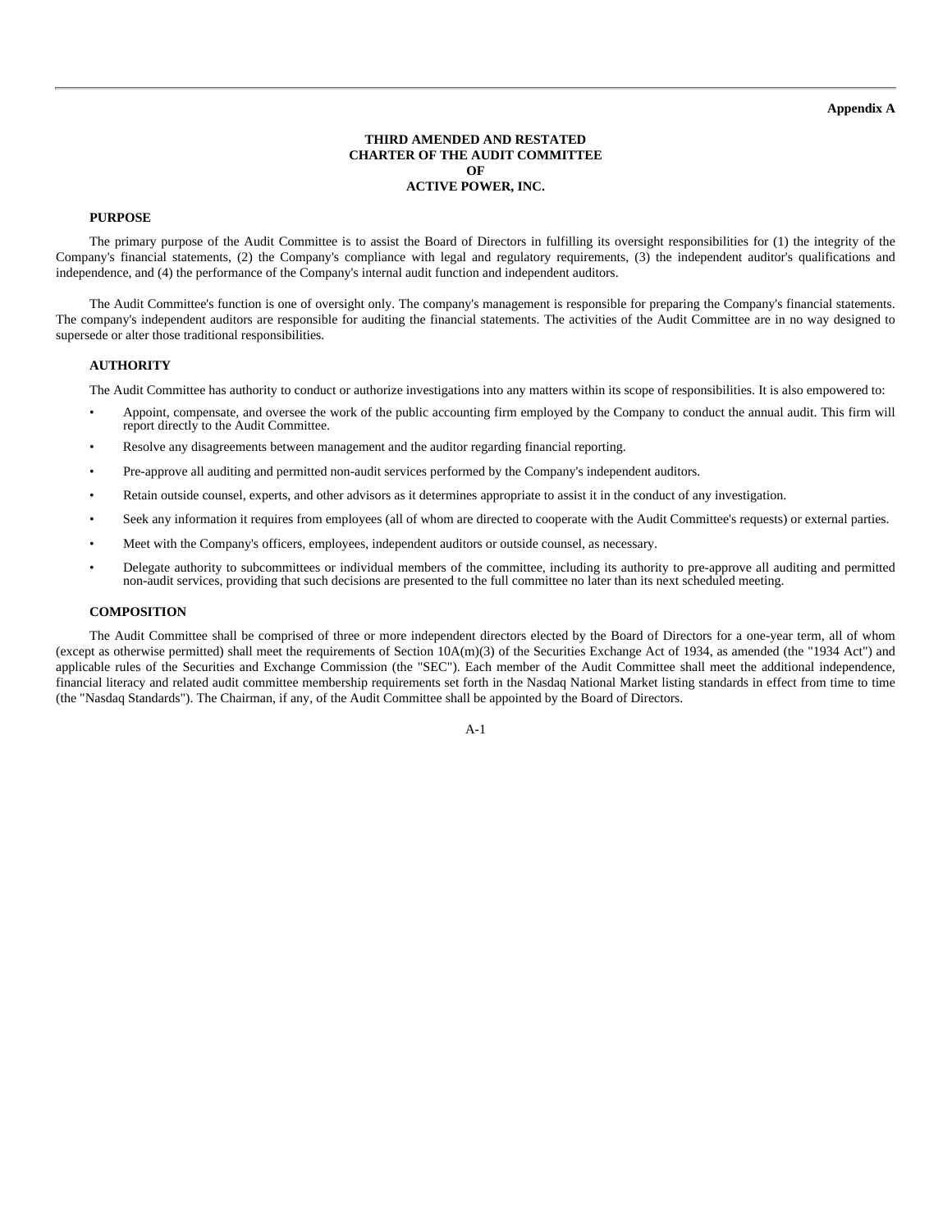**Appendix A**

# THIRD AMENDED AND RESTATED CHARTER OF THE AUDIT COMMITTEE OF ACTIVE POWER, INC.

## PURPOSE

The primary purpose of the Audit Committee is to assist the Board of Directors in fulfilling its oversight responsibilities for (1) the integrity of the Company's financial statements, (2) the Company's compliance with legal and regulatory requirements, (3) the independent auditor's qualifications and independence, and (4) the performance of the Company's internal audit function and independent auditors.

The Audit Committee's function is one of oversight only. The company's management is responsible for preparing the Company's financial statements. The company's independent auditors are responsible for auditing the financial statements. The activities of the Audit Committee are in no way designed to supersede or alter those traditional responsibilities.

## AUTHORITY

The Audit Committee has authority to conduct or authorize investigations into any matters within its scope of responsibilities. It is also empowered to:

- Appoint, compensate, and oversee the work of the public accounting firm employed by the Company to conduct the annual audit. This firm will report directly to the Audit Committee.
- Resolve any disagreements between management and the auditor regarding financial reporting.
- Pre-approve all auditing and permitted non-audit services performed by the Company's independent auditors.
- Retain outside counsel, experts, and other advisors as it determines appropriate to assist it in the conduct of any investigation.
- Seek any information it requires from employees (all of whom are directed to cooperate with the Audit Committee's requests) or external parties.
- Meet with the Company's officers, employees, independent auditors or outside counsel, as necessary.
- Delegate authority to subcommittees or individual members of the committee, including its authority to pre-approve all auditing and permitted non-audit services, providing that such decisions are presented to the full committee no later than its next scheduled meeting.

## COMPOSITION

The Audit Committee shall be comprised of three or more independent directors elected by the Board of Directors for a one-year term, all of whom (except as otherwise permitted) shall meet the requirements of Section 10A(m)(3) of the Securities Exchange Act of 1934, as amended (the "1934 Act") and applicable rules of the Securities and Exchange Commission (the "SEC"). Each member of the Audit Committee shall meet the additional independence, financial literacy and related audit committee membership requirements set forth in the Nasdaq National Market listing standards in effect from time to time (the "Nasdaq Standards"). The Chairman, if any, of the Audit Committee shall be appointed by the Board of Directors.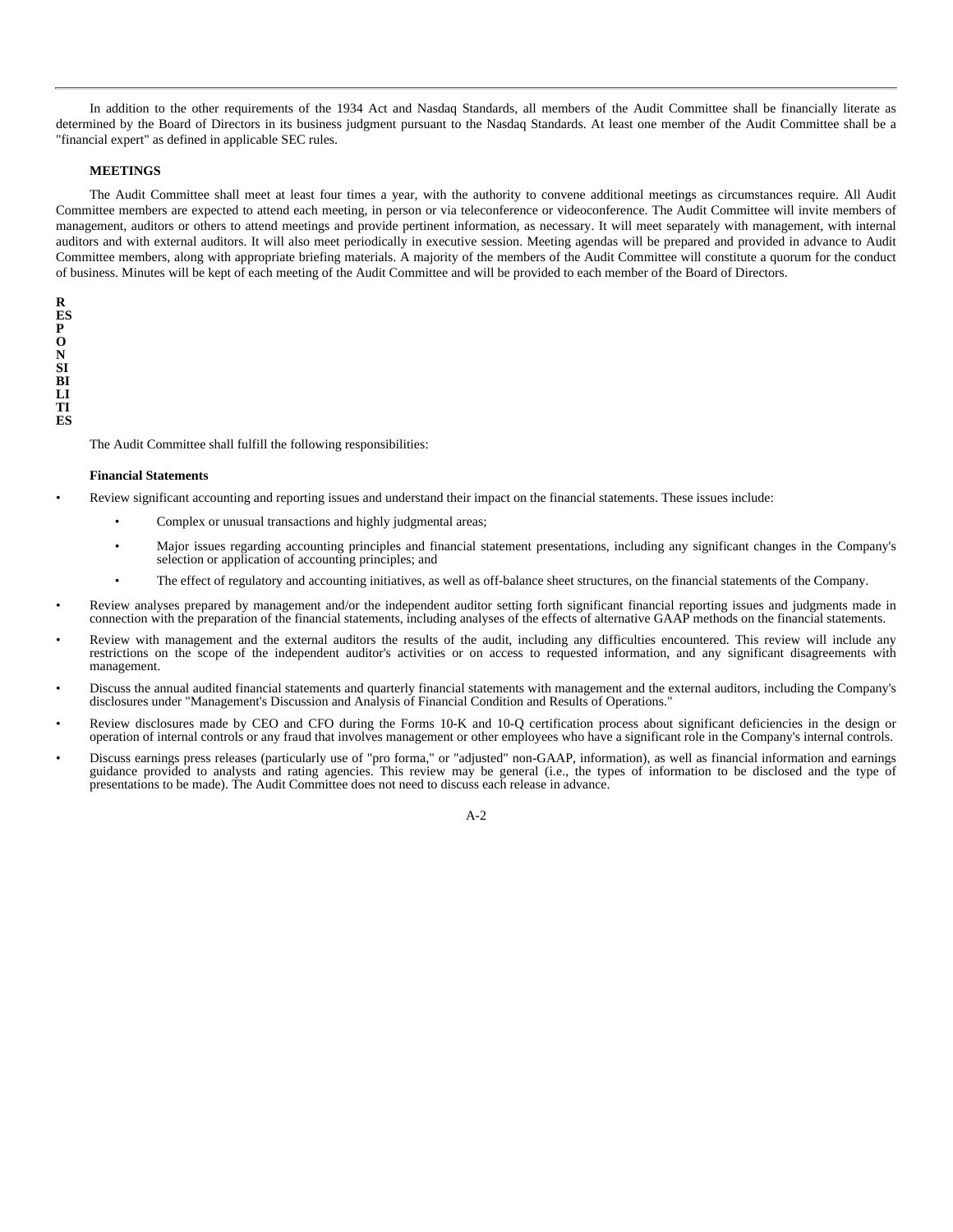In addition to the other requirements of the 1934 Act and Nasdaq Standards, all members of the Audit Committee shall be financially literate as determined by the Board of Directors in its business judgment pursuant to the Nasdaq Standards. At least one member of the Audit Committee shall be a "financial expert" as defined in applicable SEC rules.

**MEETINGS**

The Audit Committee shall meet at least four times a year, with the authority to convene additional meetings as circumstances require. All Audit Committee members are expected to attend each meeting, in person or via teleconference or videoconference. The Audit Committee will invite members of management, auditors or others to attend meetings and provide pertinent information, as necessary. It will meet separately with management, with internal auditors and with external auditors. It will also meet periodically in executive session. Meeting agendas will be prepared and provided in advance to Audit Committee members, along with appropriate briefing materials. A majority of the members of the Audit Committee will constitute a quorum for the conduct of business. Minutes will be kept of each meeting of the Audit Committee and will be provided to each member of the Board of Directors.

**RESPONSIBILITIES**

The Audit Committee shall fulfill the following responsibilities:

**Financial Statements**

- Review significant accounting and reporting issues and understand their impact on the financial statements. These issues include:
  - Complex or unusual transactions and highly judgmental areas;
  - Major issues regarding accounting principles and financial statement presentations, including any significant changes in the Company's selection or application of accounting principles; and
  - The effect of regulatory and accounting initiatives, as well as off-balance sheet structures, on the financial statements of the Company.
- Review analyses prepared by management and/or the independent auditor setting forth significant financial reporting issues and judgments made in connection with the preparation of the financial statements, including analyses of the effects of alternative GAAP methods on the financial statements.
- Review with management and the external auditors the results of the audit, including any difficulties encountered. This review will include any restrictions on the scope of the independent auditor's activities or on access to requested information, and any significant disagreements with management.
- Discuss the annual audited financial statements and quarterly financial statements with management and the external auditors, including the Company's disclosures under "Management's Discussion and Analysis of Financial Condition and Results of Operations."
- Review disclosures made by CEO and CFO during the Forms 10-K and 10-Q certification process about significant deficiencies in the design or operation of internal controls or any fraud that involves management or other employees who have a significant role in the Company's internal controls.
- Discuss earnings press releases (particularly use of "pro forma," or "adjusted" non-GAAP, information), as well as financial information and earnings guidance provided to analysts and rating agencies. This review may be general (i.e., the types of information to be disclosed and the type of presentations to be made). The Audit Committee does not need to discuss each release in advance.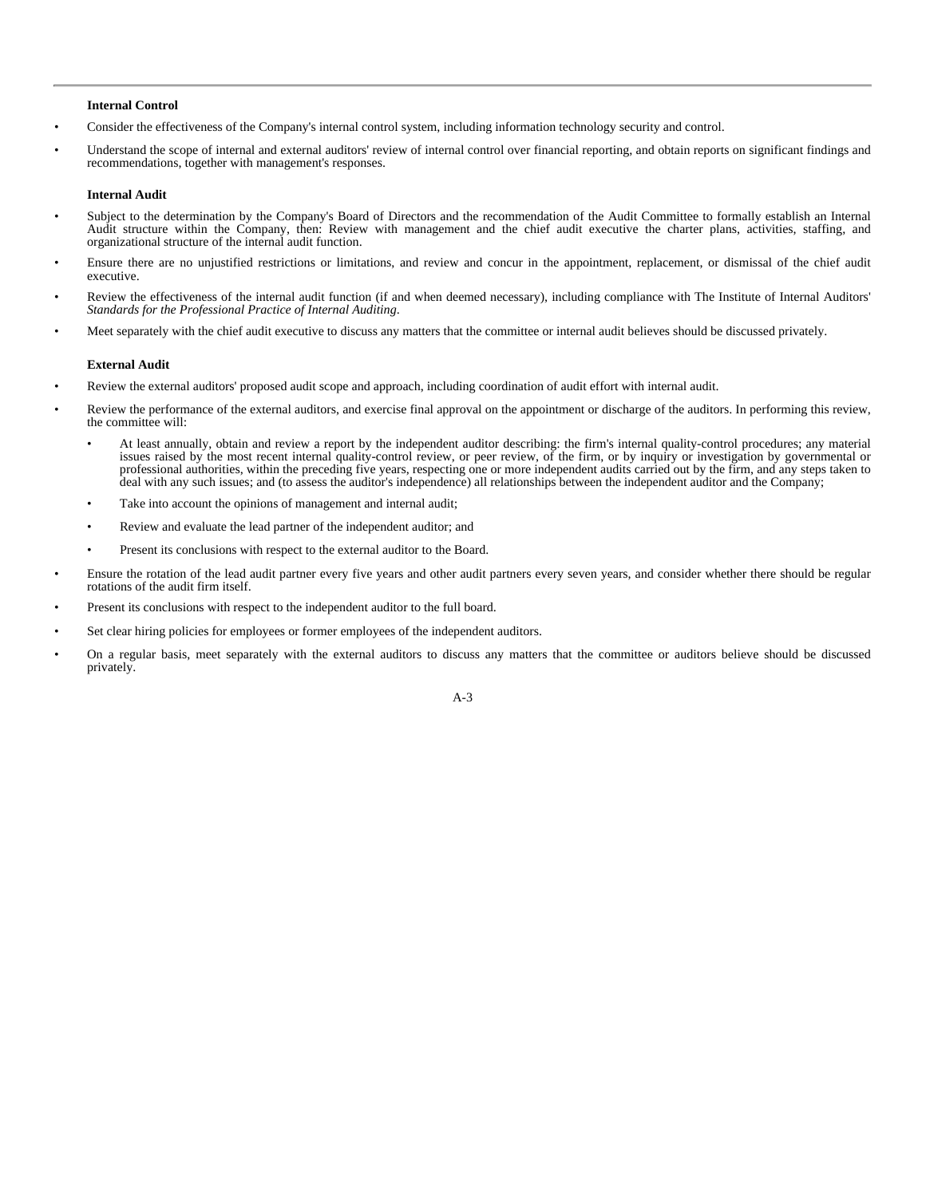**Internal Control**

- Consider the effectiveness of the Company's internal control system, including information technology security and control.
- Understand the scope of internal and external auditors' review of internal control over financial reporting, and obtain reports on significant findings and recommendations, together with management's responses.

**Internal Audit**

- Subject to the determination by the Company's Board of Directors and the recommendation of the Audit Committee to formally establish an Internal Audit structure within the Company, then: Review with management and the chief audit executive the charter plans, activities, staffing, and organizational structure of the internal audit function.
- Ensure there are no unjustified restrictions or limitations, and review and concur in the appointment, replacement, or dismissal of the chief audit executive.
- Review the effectiveness of the internal audit function (if and when deemed necessary), including compliance with The Institute of Internal Auditors' *Standards for the Professional Practice of Internal Auditing*.
- Meet separately with the chief audit executive to discuss any matters that the committee or internal audit believes should be discussed privately.

**External Audit**

- Review the external auditors' proposed audit scope and approach, including coordination of audit effort with internal audit.
- Review the performance of the external auditors, and exercise final approval on the appointment or discharge of the auditors. In performing this review, the committee will:
  - At least annually, obtain and review a report by the independent auditor describing: the firm's internal quality-control procedures; any material issues raised by the most recent internal quality-control review, or peer review, of the firm, or by inquiry or investigation by governmental or professional authorities, within the preceding five years, respecting one or more independent audits carried out by the firm, and any steps taken to deal with any such issues; and (to assess the auditor's independence) all relationships between the independent auditor and the Company;
  - Take into account the opinions of management and internal audit;
  - Review and evaluate the lead partner of the independent auditor; and
  - Present its conclusions with respect to the external auditor to the Board.
- Ensure the rotation of the lead audit partner every five years and other audit partners every seven years, and consider whether there should be regular rotations of the audit firm itself.
- Present its conclusions with respect to the independent auditor to the full board.
- Set clear hiring policies for employees or former employees of the independent auditors.
- On a regular basis, meet separately with the external auditors to discuss any matters that the committee or auditors believe should be discussed privately.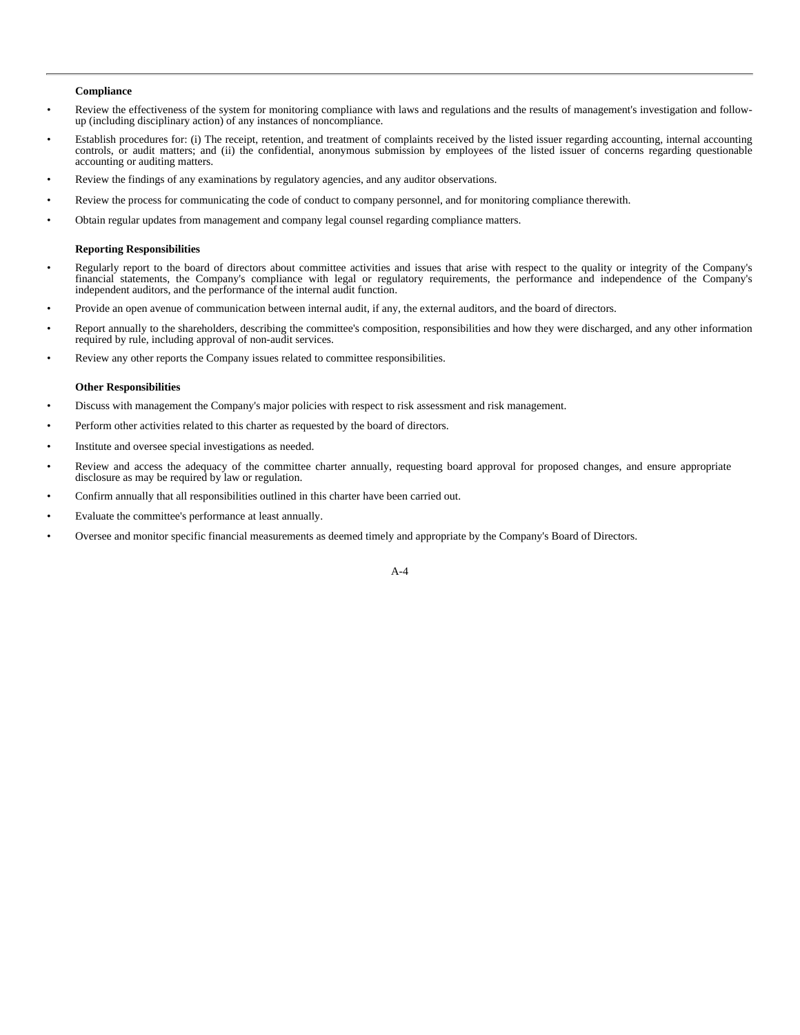**Compliance**

- Review the effectiveness of the system for monitoring compliance with laws and regulations and the results of management's investigation and follow-up (including disciplinary action) of any instances of noncompliance.
- Establish procedures for: (i) The receipt, retention, and treatment of complaints received by the listed issuer regarding accounting, internal accounting controls, or audit matters; and (ii) the confidential, anonymous submission by employees of the listed issuer of concerns regarding questionable accounting or auditing matters.
- Review the findings of any examinations by regulatory agencies, and any auditor observations.
- Review the process for communicating the code of conduct to company personnel, and for monitoring compliance therewith.
- Obtain regular updates from management and company legal counsel regarding compliance matters.

**Reporting Responsibilities**

- Regularly report to the board of directors about committee activities and issues that arise with respect to the quality or integrity of the Company's financial statements, the Company's compliance with legal or regulatory requirements, the performance and independence of the Company's independent auditors, and the performance of the internal audit function.
- Provide an open avenue of communication between internal audit, if any, the external auditors, and the board of directors.
- Report annually to the shareholders, describing the committee's composition, responsibilities and how they were discharged, and any other information required by rule, including approval of non-audit services.
- Review any other reports the Company issues related to committee responsibilities.

**Other Responsibilities**

- Discuss with management the Company's major policies with respect to risk assessment and risk management.
- Perform other activities related to this charter as requested by the board of directors.
- Institute and oversee special investigations as needed.
- Review and access the adequacy of the committee charter annually, requesting board approval for proposed changes, and ensure appropriate disclosure as may be required by law or regulation.
- Confirm annually that all responsibilities outlined in this charter have been carried out.
- Evaluate the committee's performance at least annually.
- Oversee and monitor specific financial measurements as deemed timely and appropriate by the Company's Board of Directors.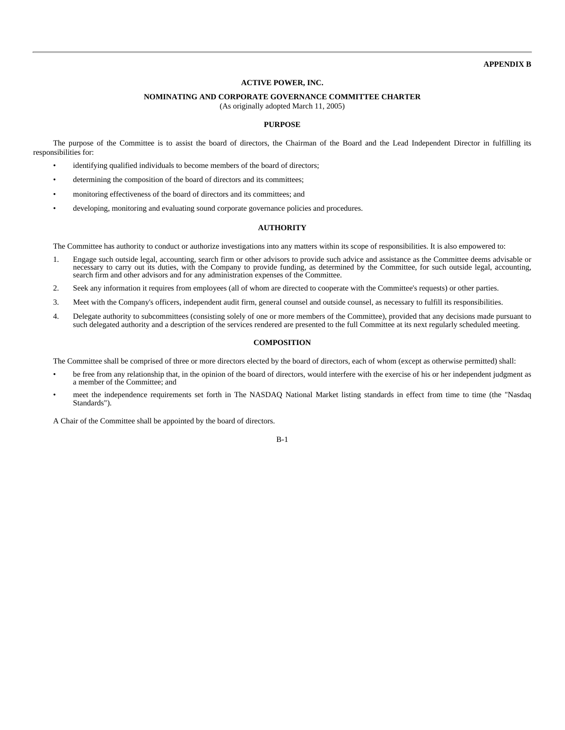**APPENDIX B**

# ACTIVE POWER, INC.

## NOMINATING AND CORPORATE GOVERNANCE COMMITTEE CHARTER

(As originally adopted March 11, 2005)

### PURPOSE

The purpose of the Committee is to assist the board of directors, the Chairman of the Board and the Lead Independent Director in fulfilling its responsibilities for:

- identifying qualified individuals to become members of the board of directors;
- determining the composition of the board of directors and its committees;
- monitoring effectiveness of the board of directors and its committees; and
- developing, monitoring and evaluating sound corporate governance policies and procedures.

### AUTHORITY

The Committee has authority to conduct or authorize investigations into any matters within its scope of responsibilities. It is also empowered to:

1. Engage such outside legal, accounting, search firm or other advisors to provide such advice and assistance as the Committee deems advisable or necessary to carry out its duties, with the Company to provide funding, as determined by the Committee, for such outside legal, accounting, search firm and other advisors and for any administration expenses of the Committee.
2. Seek any information it requires from employees (all of whom are directed to cooperate with the Committee's requests) or other parties.
3. Meet with the Company's officers, independent audit firm, general counsel and outside counsel, as necessary to fulfill its responsibilities.
4. Delegate authority to subcommittees (consisting solely of one or more members of the Committee), provided that any decisions made pursuant to such delegated authority and a description of the services rendered are presented to the full Committee at its next regularly scheduled meeting.

### COMPOSITION

The Committee shall be comprised of three or more directors elected by the board of directors, each of whom (except as otherwise permitted) shall:

- be free from any relationship that, in the opinion of the board of directors, would interfere with the exercise of his or her independent judgment as a member of the Committee; and
- meet the independence requirements set forth in The NASDAQ National Market listing standards in effect from time to time (the "Nasdaq Standards").

A Chair of the Committee shall be appointed by the board of directors.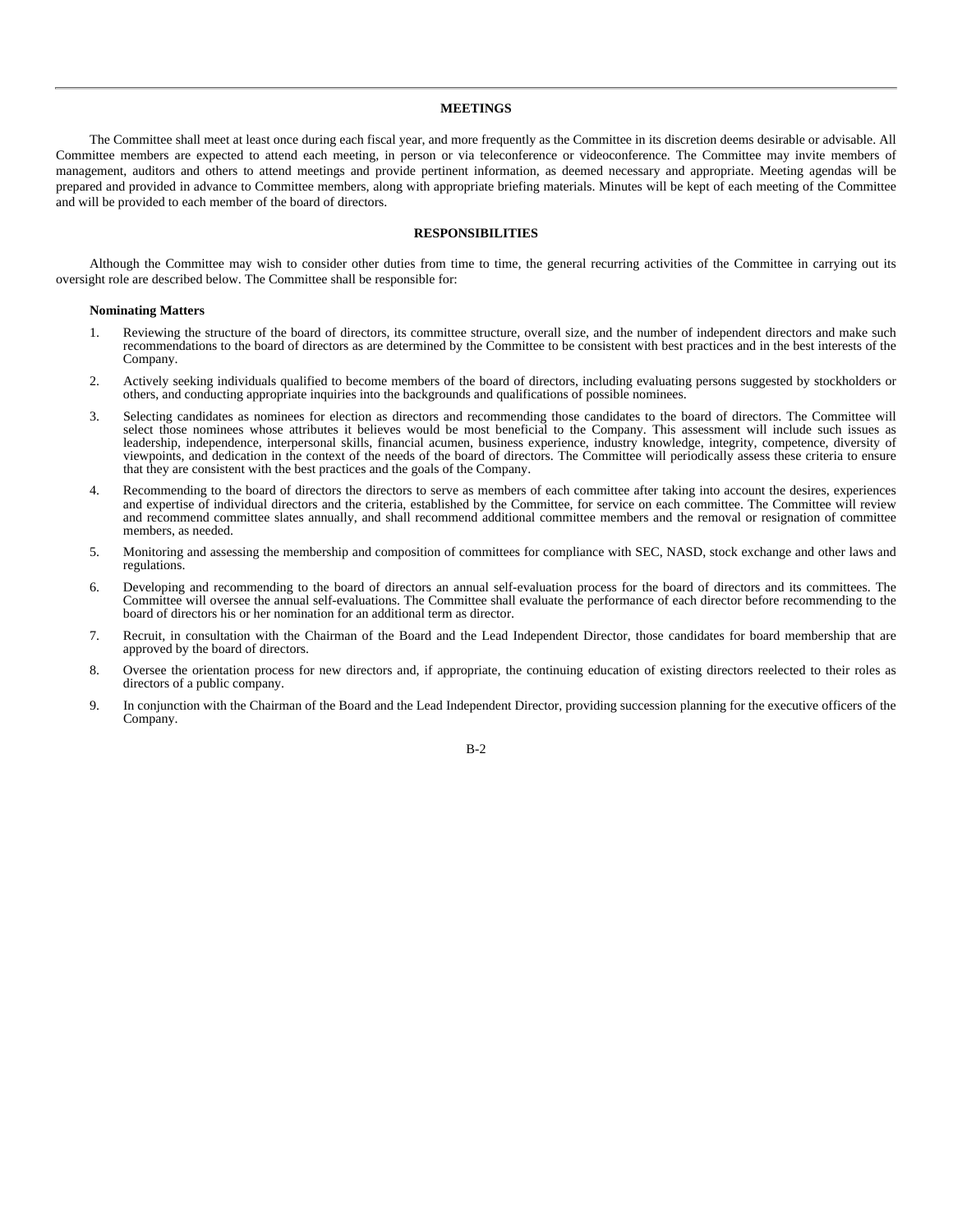## MEETINGS

The Committee shall meet at least once during each fiscal year, and more frequently as the Committee in its discretion deems desirable or advisable. All Committee members are expected to attend each meeting, in person or via teleconference or videoconference. The Committee may invite members of management, auditors and others to attend meetings and provide pertinent information, as deemed necessary and appropriate. Meeting agendas will be prepared and provided in advance to Committee members, along with appropriate briefing materials. Minutes will be kept of each meeting of the Committee and will be provided to each member of the board of directors.

## RESPONSIBILITIES

Although the Committee may wish to consider other duties from time to time, the general recurring activities of the Committee in carrying out its oversight role are described below. The Committee shall be responsible for:

**Nominating Matters**

1. Reviewing the structure of the board of directors, its committee structure, overall size, and the number of independent directors and make such recommendations to the board of directors as are determined by the Committee to be consistent with best practices and in the best interests of the Company.

2. Actively seeking individuals qualified to become members of the board of directors, including evaluating persons suggested by stockholders or others, and conducting appropriate inquiries into the backgrounds and qualifications of possible nominees.

3. Selecting candidates as nominees for election as directors and recommending those candidates to the board of directors. The Committee will select those nominees whose attributes it believes would be most beneficial to the Company. This assessment will include such issues as leadership, independence, interpersonal skills, financial acumen, business experience, industry knowledge, integrity, competence, diversity of viewpoints, and dedication in the context of the needs of the board of directors. The Committee will periodically assess these criteria to ensure that they are consistent with the best practices and the goals of the Company.

4. Recommending to the board of directors the directors to serve as members of each committee after taking into account the desires, experiences and expertise of individual directors and the criteria, established by the Committee, for service on each committee. The Committee will review and recommend committee slates annually, and shall recommend additional committee members and the removal or resignation of committee members, as needed.

5. Monitoring and assessing the membership and composition of committees for compliance with SEC, NASD, stock exchange and other laws and regulations.

6. Developing and recommending to the board of directors an annual self-evaluation process for the board of directors and its committees. The Committee will oversee the annual self-evaluations. The Committee shall evaluate the performance of each director before recommending to the board of directors his or her nomination for an additional term as director.

7. Recruit, in consultation with the Chairman of the Board and the Lead Independent Director, those candidates for board membership that are approved by the board of directors.

8. Oversee the orientation process for new directors and, if appropriate, the continuing education of existing directors reelected to their roles as directors of a public company.

9. In conjunction with the Chairman of the Board and the Lead Independent Director, providing succession planning for the executive officers of the Company.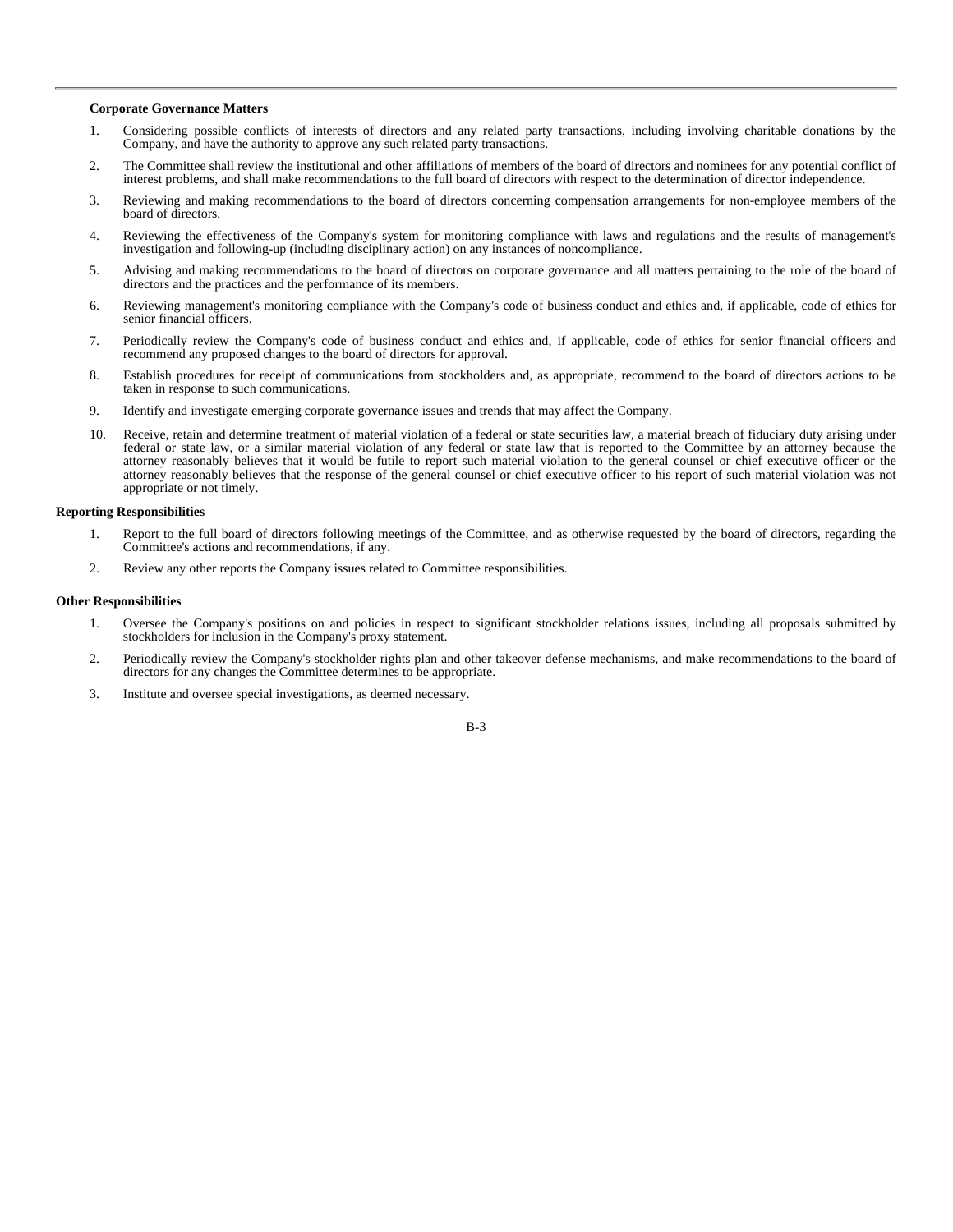**Corporate Governance Matters**

1. Considering possible conflicts of interests of directors and any related party transactions, including involving charitable donations by the Company, and have the authority to approve any such related party transactions.
2. The Committee shall review the institutional and other affiliations of members of the board of directors and nominees for any potential conflict of interest problems, and shall make recommendations to the full board of directors with respect to the determination of director independence.
3. Reviewing and making recommendations to the board of directors concerning compensation arrangements for non-employee members of the board of directors.
4. Reviewing the effectiveness of the Company's system for monitoring compliance with laws and regulations and the results of management's investigation and following-up (including disciplinary action) on any instances of noncompliance.
5. Advising and making recommendations to the board of directors on corporate governance and all matters pertaining to the role of the board of directors and the practices and the performance of its members.
6. Reviewing management's monitoring compliance with the Company's code of business conduct and ethics and, if applicable, code of ethics for senior financial officers.
7. Periodically review the Company's code of business conduct and ethics and, if applicable, code of ethics for senior financial officers and recommend any proposed changes to the board of directors for approval.
8. Establish procedures for receipt of communications from stockholders and, as appropriate, recommend to the board of directors actions to be taken in response to such communications.
9. Identify and investigate emerging corporate governance issues and trends that may affect the Company.
10. Receive, retain and determine treatment of material violation of a federal or state securities law, a material breach of fiduciary duty arising under federal or state law, or a similar material violation of any federal or state law that is reported to the Committee by an attorney because the attorney reasonably believes that it would be futile to report such material violation to the general counsel or chief executive officer or the attorney reasonably believes that the response of the general counsel or chief executive officer to his report of such material violation was not appropriate or not timely.

**Reporting Responsibilities**

1. Report to the full board of directors following meetings of the Committee, and as otherwise requested by the board of directors, regarding the Committee's actions and recommendations, if any.
2. Review any other reports the Company issues related to Committee responsibilities.

**Other Responsibilities**

1. Oversee the Company's positions on and policies in respect to significant stockholder relations issues, including all proposals submitted by stockholders for inclusion in the Company's proxy statement.
2. Periodically review the Company's stockholder rights plan and other takeover defense mechanisms, and make recommendations to the board of directors for any changes the Committee determines to be appropriate.
3. Institute and oversee special investigations, as deemed necessary.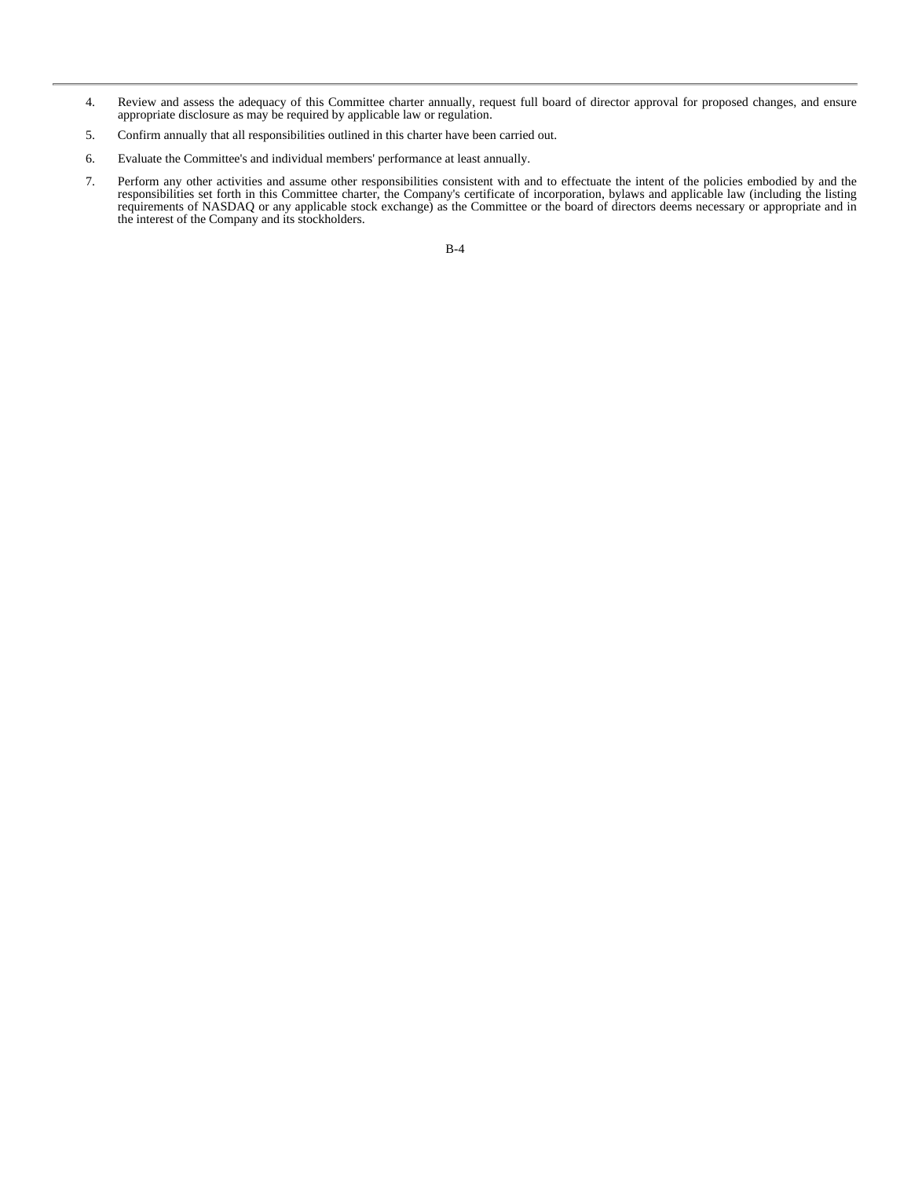4. Review and assess the adequacy of this Committee charter annually, request full board of director approval for proposed changes, and ensure appropriate disclosure as may be required by applicable law or regulation.

5. Confirm annually that all responsibilities outlined in this charter have been carried out.

6. Evaluate the Committee's and individual members' performance at least annually.

7. Perform any other activities and assume other responsibilities consistent with and to effectuate the intent of the policies embodied by and the responsibilities set forth in this Committee charter, the Company's certificate of incorporation, bylaws and applicable law (including the listing requirements of NASDAQ or any applicable stock exchange) as the Committee or the board of directors deems necessary or appropriate and in the interest of the Company and its stockholders.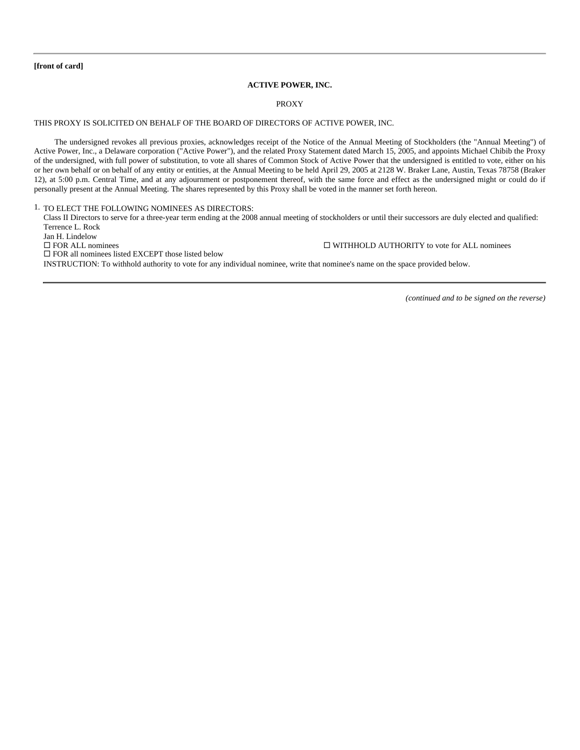**[front of card]**

**ACTIVE POWER, INC.**

PROXY

THIS PROXY IS SOLICITED ON BEHALF OF THE BOARD OF DIRECTORS OF ACTIVE POWER, INC.

The undersigned revokes all previous proxies, acknowledges receipt of the Notice of the Annual Meeting of Stockholders (the "Annual Meeting") of Active Power, Inc., a Delaware corporation ("Active Power"), and the related Proxy Statement dated March 15, 2005, and appoints Michael Chibib the Proxy of the undersigned, with full power of substitution, to vote all shares of Common Stock of Active Power that the undersigned is entitled to vote, either on his or her own behalf or on behalf of any entity or entities, at the Annual Meeting to be held April 29, 2005 at 2128 W. Braker Lane, Austin, Texas 78758 (Braker 12), at 5:00 p.m. Central Time, and at any adjournment or postponement thereof, with the same force and effect as the undersigned might or could do if personally present at the Annual Meeting. The shares represented by this Proxy shall be voted in the manner set forth hereon.

1. TO ELECT THE FOLLOWING NOMINEES AS DIRECTORS:
   Class II Directors to serve for a three-year term ending at the 2008 annual meeting of stockholders or until their successors are duly elected and qualified:
   Terrence L. Rock
   Jan H. Lindelow
   ☐ FOR ALL nominees ☐ WITHHOLD AUTHORITY to vote for ALL nominees
   ☐ FOR all nominees listed EXCEPT those listed below
   INSTRUCTION: To withhold authority to vote for any individual nominee, write that nominee's name on the space provided below.

---

*(continued and to be signed on the reverse)*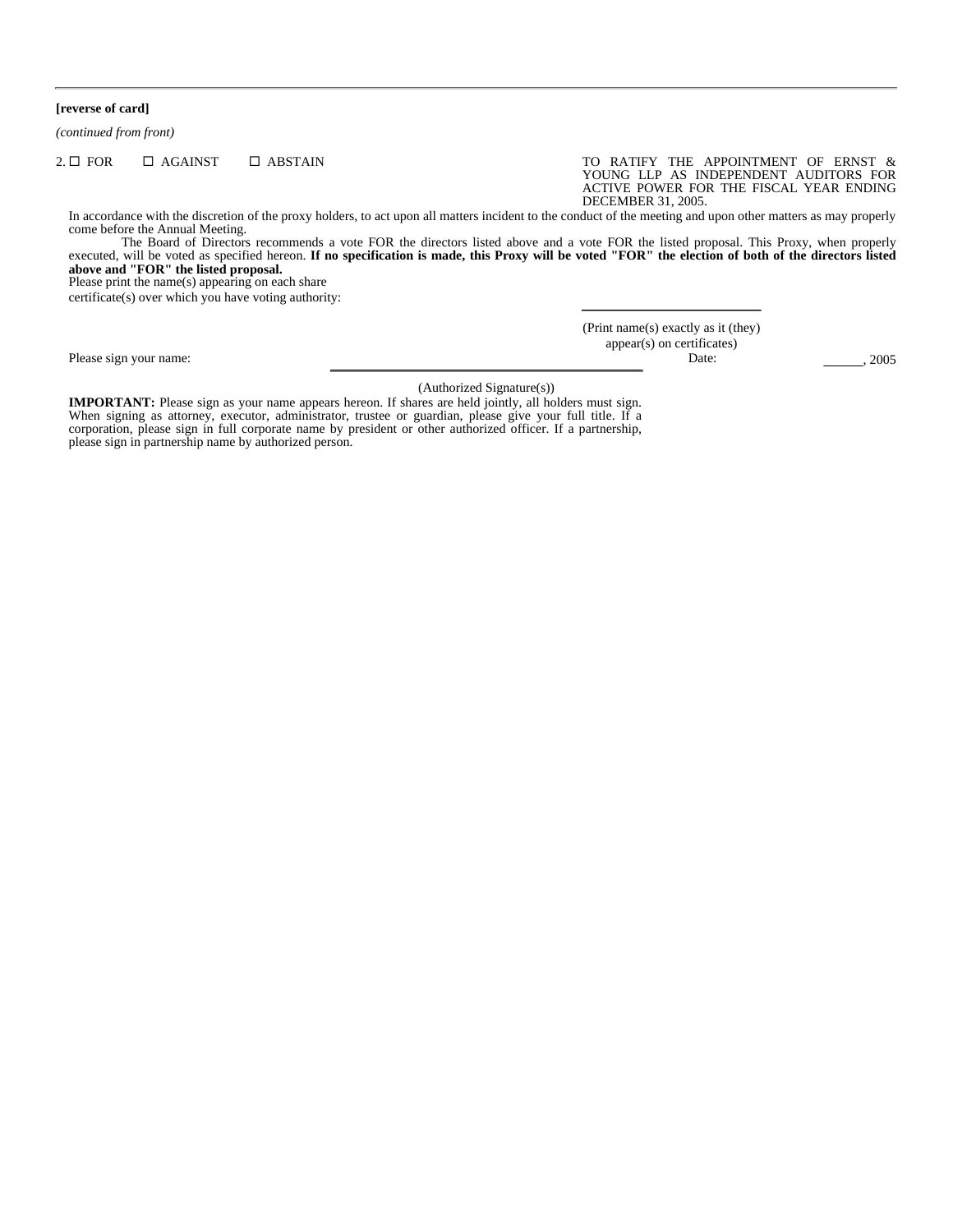**[reverse of card]**

*(continued from front)*

2. ☐ FOR ☐ AGAINST ☐ ABSTAIN

TO RATIFY THE APPOINTMENT OF ERNST & YOUNG LLP AS INDEPENDENT AUDITORS FOR ACTIVE POWER FOR THE FISCAL YEAR ENDING DECEMBER 31, 2005.

In accordance with the discretion of the proxy holders, to act upon all matters incident to the conduct of the meeting and upon other matters as may properly come before the Annual Meeting.

The Board of Directors recommends a vote FOR the directors listed above and a vote FOR the listed proposal. This Proxy, when properly executed, will be voted as specified hereon. **If no specification is made, this Proxy will be voted "FOR" the election of both of the directors listed above and "FOR" the listed proposal.**

Please print the name(s) appearing on each share certificate(s) over which you have voting authority:

______________________________
(Print name(s) exactly as it (they) appear(s) on certificates)

Please sign your name: ______________________________ Date: ______, 2005

(Authorized Signature(s))

**IMPORTANT:** Please sign as your name appears hereon. If shares are held jointly, all holders must sign. When signing as attorney, executor, administrator, trustee or guardian, please give your full title. If a corporation, please sign in full corporate name by president or other authorized officer. If a partnership, please sign in partnership name by authorized person.